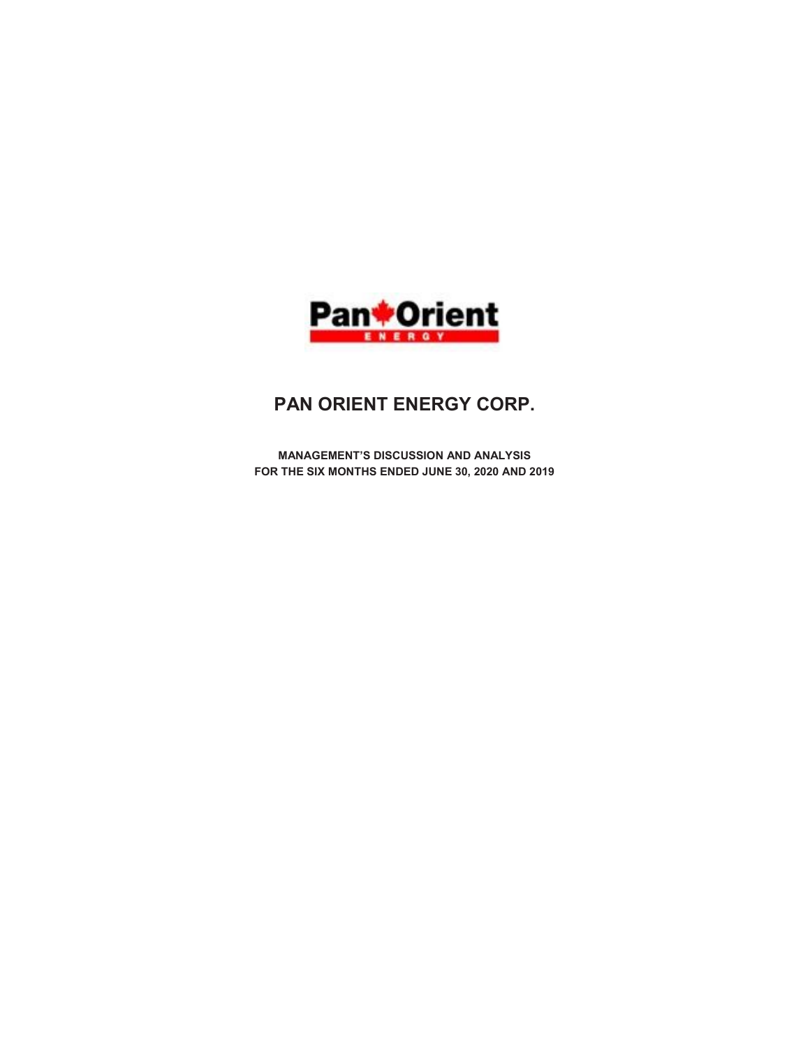# PAN ORIENT ENERGY CORP.

**MANAGEMENT'S DISCUSSION AND ANALYSIS**
**FOR THE SIX MONTHS ENDED JUNE 30, 2020 AND 2019**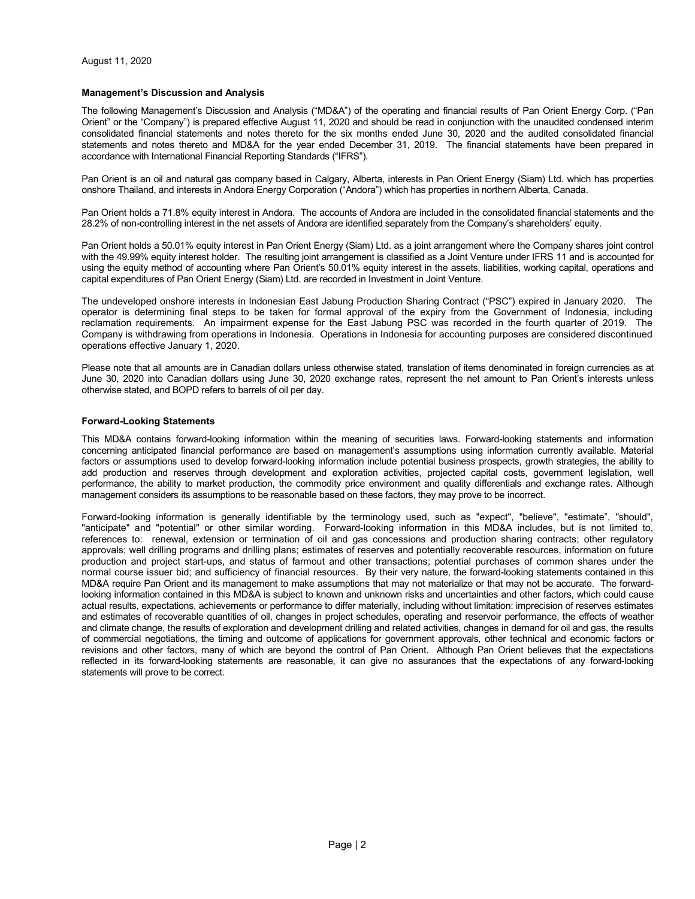August 11, 2020

**Management's Discussion and Analysis**

The following Management's Discussion and Analysis ("MD&A") of the operating and financial results of Pan Orient Energy Corp. ("Pan Orient" or the "Company") is prepared effective August 11, 2020 and should be read in conjunction with the unaudited condensed interim consolidated financial statements and notes thereto for the six months ended June 30, 2020 and the audited consolidated financial statements and notes thereto and MD&A for the year ended December 31, 2019. The financial statements have been prepared in accordance with International Financial Reporting Standards ("IFRS").

Pan Orient is an oil and natural gas company based in Calgary, Alberta, interests in Pan Orient Energy (Siam) Ltd. which has properties onshore Thailand, and interests in Andora Energy Corporation ("Andora") which has properties in northern Alberta, Canada.

Pan Orient holds a 71.8% equity interest in Andora. The accounts of Andora are included in the consolidated financial statements and the 28.2% of non-controlling interest in the net assets of Andora are identified separately from the Company's shareholders' equity.

Pan Orient holds a 50.01% equity interest in Pan Orient Energy (Siam) Ltd. as a joint arrangement where the Company shares joint control with the 49.99% equity interest holder. The resulting joint arrangement is classified as a Joint Venture under IFRS 11 and is accounted for using the equity method of accounting where Pan Orient's 50.01% equity interest in the assets, liabilities, working capital, operations and capital expenditures of Pan Orient Energy (Siam) Ltd. are recorded in Investment in Joint Venture.

The undeveloped onshore interests in Indonesian East Jabung Production Sharing Contract ("PSC") expired in January 2020. The operator is determining final steps to be taken for formal approval of the expiry from the Government of Indonesia, including reclamation requirements. An impairment expense for the East Jabung PSC was recorded in the fourth quarter of 2019. The Company is withdrawing from operations in Indonesia. Operations in Indonesia for accounting purposes are considered discontinued operations effective January 1, 2020.

Please note that all amounts are in Canadian dollars unless otherwise stated, translation of items denominated in foreign currencies as at June 30, 2020 into Canadian dollars using June 30, 2020 exchange rates, represent the net amount to Pan Orient's interests unless otherwise stated, and BOPD refers to barrels of oil per day.

**Forward-Looking Statements**

This MD&A contains forward-looking information within the meaning of securities laws. Forward-looking statements and information concerning anticipated financial performance are based on management's assumptions using information currently available. Material factors or assumptions used to develop forward-looking information include potential business prospects, growth strategies, the ability to add production and reserves through development and exploration activities, projected capital costs, government legislation, well performance, the ability to market production, the commodity price environment and quality differentials and exchange rates. Although management considers its assumptions to be reasonable based on these factors, they may prove to be incorrect.

Forward-looking information is generally identifiable by the terminology used, such as "expect", "believe", "estimate", "should", "anticipate" and "potential" or other similar wording. Forward-looking information in this MD&A includes, but is not limited to, references to: renewal, extension or termination of oil and gas concessions and production sharing contracts; other regulatory approvals; well drilling programs and drilling plans; estimates of reserves and potentially recoverable resources, information on future production and project start-ups, and status of farmout and other transactions; potential purchases of common shares under the normal course issuer bid; and sufficiency of financial resources. By their very nature, the forward-looking statements contained in this MD&A require Pan Orient and its management to make assumptions that may not materialize or that may not be accurate. The forward-looking information contained in this MD&A is subject to known and unknown risks and uncertainties and other factors, which could cause actual results, expectations, achievements or performance to differ materially, including without limitation: imprecision of reserves estimates and estimates of recoverable quantities of oil, changes in project schedules, operating and reservoir performance, the effects of weather and climate change, the results of exploration and development drilling and related activities, changes in demand for oil and gas, the results of commercial negotiations, the timing and outcome of applications for government approvals, other technical and economic factors or revisions and other factors, many of which are beyond the control of Pan Orient. Although Pan Orient believes that the expectations reflected in its forward-looking statements are reasonable, it can give no assurances that the expectations of any forward-looking statements will prove to be correct.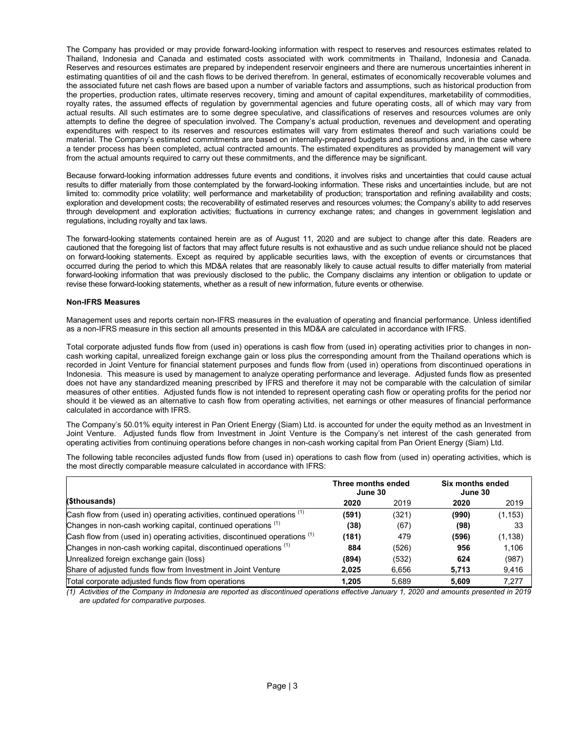The Company has provided or may provide forward-looking information with respect to reserves and resources estimates related to Thailand, Indonesia and Canada and estimated costs associated with work commitments in Thailand, Indonesia and Canada. Reserves and resources estimates are prepared by independent reservoir engineers and there are numerous uncertainties inherent in estimating quantities of oil and the cash flows to be derived therefrom. In general, estimates of economically recoverable volumes and the associated future net cash flows are based upon a number of variable factors and assumptions, such as historical production from the properties, production rates, ultimate reserves recovery, timing and amount of capital expenditures, marketability of commodities, royalty rates, the assumed effects of regulation by governmental agencies and future operating costs, all of which may vary from actual results. All such estimates are to some degree speculative, and classifications of reserves and resources volumes are only attempts to define the degree of speculation involved. The Company's actual production, revenues and development and operating expenditures with respect to its reserves and resources estimates will vary from estimates thereof and such variations could be material. The Company's estimated commitments are based on internally-prepared budgets and assumptions and, in the case where a tender process has been completed, actual contracted amounts. The estimated expenditures as provided by management will vary from the actual amounts required to carry out these commitments, and the difference may be significant.

Because forward-looking information addresses future events and conditions, it involves risks and uncertainties that could cause actual results to differ materially from those contemplated by the forward-looking information. These risks and uncertainties include, but are not limited to: commodity price volatility; well performance and marketability of production; transportation and refining availability and costs; exploration and development costs; the recoverability of estimated reserves and resources volumes; the Company's ability to add reserves through development and exploration activities; fluctuations in currency exchange rates; and changes in government legislation and regulations, including royalty and tax laws.

The forward-looking statements contained herein are as of August 11, 2020 and are subject to change after this date. Readers are cautioned that the foregoing list of factors that may affect future results is not exhaustive and as such undue reliance should not be placed on forward-looking statements. Except as required by applicable securities laws, with the exception of events or circumstances that occurred during the period to which this MD&A relates that are reasonably likely to cause actual results to differ materially from material forward-looking information that was previously disclosed to the public, the Company disclaims any intention or obligation to update or revise these forward-looking statements, whether as a result of new information, future events or otherwise.

**Non-IFRS Measures**

Management uses and reports certain non-IFRS measures in the evaluation of operating and financial performance. Unless identified as a non-IFRS measure in this section all amounts presented in this MD&A are calculated in accordance with IFRS.

Total corporate adjusted funds flow from (used in) operations is cash flow from (used in) operating activities prior to changes in non-cash working capital, unrealized foreign exchange gain or loss plus the corresponding amount from the Thailand operations which is recorded in Joint Venture for financial statement purposes and funds flow from (used in) operations from discontinued operations in Indonesia. This measure is used by management to analyze operating performance and leverage. Adjusted funds flow as presented does not have any standardized meaning prescribed by IFRS and therefore it may not be comparable with the calculation of similar measures of other entities. Adjusted funds flow is not intended to represent operating cash flow or operating profits for the period nor should it be viewed as an alternative to cash flow from operating activities, net earnings or other measures of financial performance calculated in accordance with IFRS.

The Company's 50.01% equity interest in Pan Orient Energy (Siam) Ltd. is accounted for under the equity method as an Investment in Joint Venture. Adjusted funds flow from Investment in Joint Venture is the Company's net interest of the cash generated from operating activities from continuing operations before changes in non-cash working capital from Pan Orient Energy (Siam) Ltd.

The following table reconciles adjusted funds flow from (used in) operations to cash flow from (used in) operating activities, which is the most directly comparable measure calculated in accordance with IFRS:

| | Three months ended June 30 | | Six months ended June 30 | |
|---|---|---|---|---|
| **($thousands)** | **2020** | 2019 | **2020** | 2019 |
| Cash flow from (used in) operating activities, continued operations [1] | **(591)** | (321) | **(990)** | (1,153) |
| Changes in non-cash working capital, continued operations [1] | **(38)** | (67) | **(98)** | 33 |
| Cash flow from (used in) operating activities, discontinued operations [1] | **(181)** | 479 | **(596)** | (1,138) |
| Changes in non-cash working capital, discontinued operations [1] | **884** | (526) | **956** | 1,106 |
| Unrealized foreign exchange gain (loss) | **(894)** | (532) | **624** | (987) |
| Share of adjusted funds flow from Investment in Joint Venture | **2,025** | 6,656 | **5,713** | 9,416 |
| Total corporate adjusted funds flow from operations | **1,205** | 5,689 | **5,609** | 7,277 |

*(1) Activities of the Company in Indonesia are reported as discontinued operations effective January 1, 2020 and amounts presented in 2019 are updated for comparative purposes.*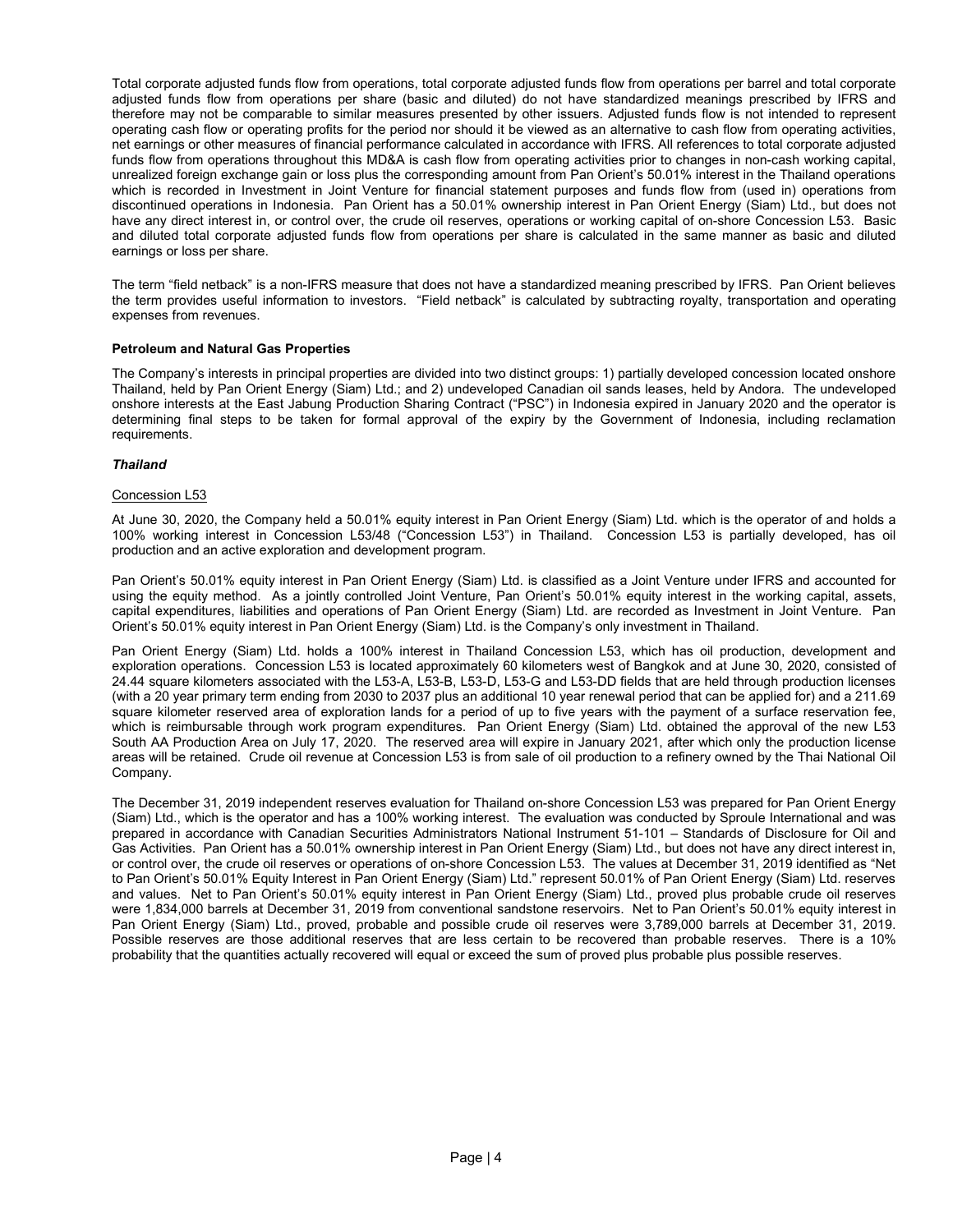Total corporate adjusted funds flow from operations, total corporate adjusted funds flow from operations per barrel and total corporate adjusted funds flow from operations per share (basic and diluted) do not have standardized meanings prescribed by IFRS and therefore may not be comparable to similar measures presented by other issuers. Adjusted funds flow is not intended to represent operating cash flow or operating profits for the period nor should it be viewed as an alternative to cash flow from operating activities, net earnings or other measures of financial performance calculated in accordance with IFRS. All references to total corporate adjusted funds flow from operations throughout this MD&A is cash flow from operating activities prior to changes in non-cash working capital, unrealized foreign exchange gain or loss plus the corresponding amount from Pan Orient's 50.01% interest in the Thailand operations which is recorded in Investment in Joint Venture for financial statement purposes and funds flow from (used in) operations from discontinued operations in Indonesia. Pan Orient has a 50.01% ownership interest in Pan Orient Energy (Siam) Ltd., but does not have any direct interest in, or control over, the crude oil reserves, operations or working capital of on-shore Concession L53. Basic and diluted total corporate adjusted funds flow from operations per share is calculated in the same manner as basic and diluted earnings or loss per share.

The term "field netback" is a non-IFRS measure that does not have a standardized meaning prescribed by IFRS. Pan Orient believes the term provides useful information to investors. "Field netback" is calculated by subtracting royalty, transportation and operating expenses from revenues.

**Petroleum and Natural Gas Properties**

The Company's interests in principal properties are divided into two distinct groups: 1) partially developed concession located onshore Thailand, held by Pan Orient Energy (Siam) Ltd.; and 2) undeveloped Canadian oil sands leases, held by Andora. The undeveloped onshore interests at the East Jabung Production Sharing Contract ("PSC") in Indonesia expired in January 2020 and the operator is determining final steps to be taken for formal approval of the expiry by the Government of Indonesia, including reclamation requirements.

***Thailand***

Concession L53

At June 30, 2020, the Company held a 50.01% equity interest in Pan Orient Energy (Siam) Ltd. which is the operator of and holds a 100% working interest in Concession L53/48 ("Concession L53") in Thailand. Concession L53 is partially developed, has oil production and an active exploration and development program.

Pan Orient's 50.01% equity interest in Pan Orient Energy (Siam) Ltd. is classified as a Joint Venture under IFRS and accounted for using the equity method. As a jointly controlled Joint Venture, Pan Orient's 50.01% equity interest in the working capital, assets, capital expenditures, liabilities and operations of Pan Orient Energy (Siam) Ltd. are recorded as Investment in Joint Venture. Pan Orient's 50.01% equity interest in Pan Orient Energy (Siam) Ltd. is the Company's only investment in Thailand.

Pan Orient Energy (Siam) Ltd. holds a 100% interest in Thailand Concession L53, which has oil production, development and exploration operations. Concession L53 is located approximately 60 kilometers west of Bangkok and at June 30, 2020, consisted of 24.44 square kilometers associated with the L53-A, L53-B, L53-D, L53-G and L53-DD fields that are held through production licenses (with a 20 year primary term ending from 2030 to 2037 plus an additional 10 year renewal period that can be applied for) and a 211.69 square kilometer reserved area of exploration lands for a period of up to five years with the payment of a surface reservation fee, which is reimbursable through work program expenditures. Pan Orient Energy (Siam) Ltd. obtained the approval of the new L53 South AA Production Area on July 17, 2020. The reserved area will expire in January 2021, after which only the production license areas will be retained. Crude oil revenue at Concession L53 is from sale of oil production to a refinery owned by the Thai National Oil Company.

The December 31, 2019 independent reserves evaluation for Thailand on-shore Concession L53 was prepared for Pan Orient Energy (Siam) Ltd., which is the operator and has a 100% working interest. The evaluation was conducted by Sproule International and was prepared in accordance with Canadian Securities Administrators National Instrument 51-101 – Standards of Disclosure for Oil and Gas Activities. Pan Orient has a 50.01% ownership interest in Pan Orient Energy (Siam) Ltd., but does not have any direct interest in, or control over, the crude oil reserves or operations of on-shore Concession L53. The values at December 31, 2019 identified as "Net to Pan Orient's 50.01% Equity Interest in Pan Orient Energy (Siam) Ltd." represent 50.01% of Pan Orient Energy (Siam) Ltd. reserves and values. Net to Pan Orient's 50.01% equity interest in Pan Orient Energy (Siam) Ltd., proved plus probable crude oil reserves were 1,834,000 barrels at December 31, 2019 from conventional sandstone reservoirs. Net to Pan Orient's 50.01% equity interest in Pan Orient Energy (Siam) Ltd., proved, probable and possible crude oil reserves were 3,789,000 barrels at December 31, 2019. Possible reserves are those additional reserves that are less certain to be recovered than probable reserves. There is a 10% probability that the quantities actually recovered will equal or exceed the sum of proved plus probable plus possible reserves.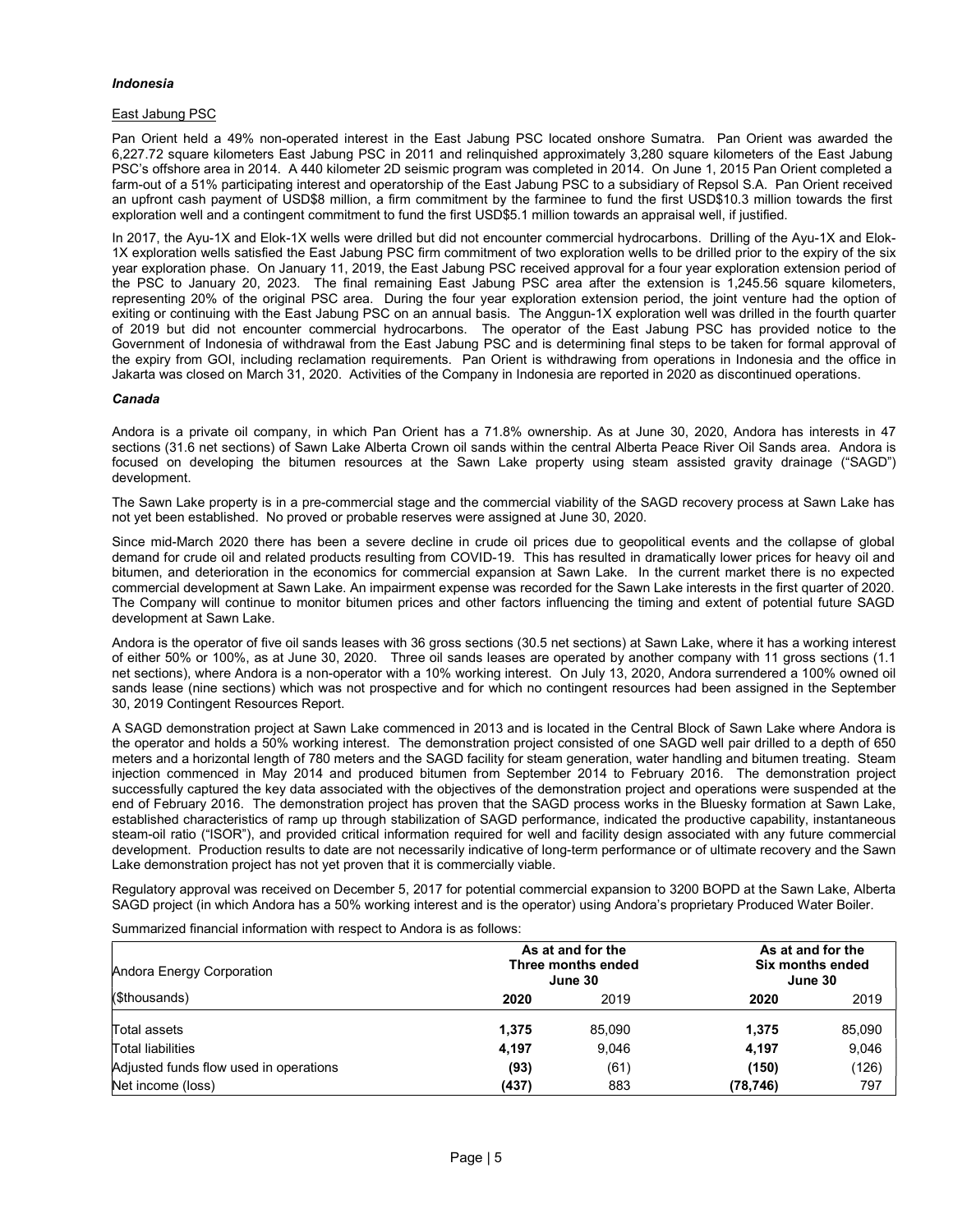### *Indonesia*

East Jabung PSC

Pan Orient held a 49% non-operated interest in the East Jabung PSC located onshore Sumatra. Pan Orient was awarded the 6,227.72 square kilometers East Jabung PSC in 2011 and relinquished approximately 3,280 square kilometers of the East Jabung PSC's offshore area in 2014. A 440 kilometer 2D seismic program was completed in 2014. On June 1, 2015 Pan Orient completed a farm-out of a 51% participating interest and operatorship of the East Jabung PSC to a subsidiary of Repsol S.A. Pan Orient received an upfront cash payment of USD$8 million, a firm commitment by the farminee to fund the first USD$10.3 million towards the first exploration well and a contingent commitment to fund the first USD$5.1 million towards an appraisal well, if justified.

In 2017, the Ayu-1X and Elok-1X wells were drilled but did not encounter commercial hydrocarbons. Drilling of the Ayu-1X and Elok-1X exploration wells satisfied the East Jabung PSC firm commitment of two exploration wells to be drilled prior to the expiry of the six year exploration phase. On January 11, 2019, the East Jabung PSC received approval for a four year exploration extension period of the PSC to January 20, 2023. The final remaining East Jabung PSC area after the extension is 1,245.56 square kilometers, representing 20% of the original PSC area. During the four year exploration extension period, the joint venture had the option of exiting or continuing with the East Jabung PSC on an annual basis. The Anggun-1X exploration well was drilled in the fourth quarter of 2019 but did not encounter commercial hydrocarbons. The operator of the East Jabung PSC has provided notice to the Government of Indonesia of withdrawal from the East Jabung PSC and is determining final steps to be taken for formal approval of the expiry from GOI, including reclamation requirements. Pan Orient is withdrawing from operations in Indonesia and the office in Jakarta was closed on March 31, 2020. Activities of the Company in Indonesia are reported in 2020 as discontinued operations.

### *Canada*

Andora is a private oil company, in which Pan Orient has a 71.8% ownership. As at June 30, 2020, Andora has interests in 47 sections (31.6 net sections) of Sawn Lake Alberta Crown oil sands within the central Alberta Peace River Oil Sands area. Andora is focused on developing the bitumen resources at the Sawn Lake property using steam assisted gravity drainage ("SAGD") development.

The Sawn Lake property is in a pre-commercial stage and the commercial viability of the SAGD recovery process at Sawn Lake has not yet been established. No proved or probable reserves were assigned at June 30, 2020.

Since mid-March 2020 there has been a severe decline in crude oil prices due to geopolitical events and the collapse of global demand for crude oil and related products resulting from COVID-19. This has resulted in dramatically lower prices for heavy oil and bitumen, and deterioration in the economics for commercial expansion at Sawn Lake. In the current market there is no expected commercial development at Sawn Lake. An impairment expense was recorded for the Sawn Lake interests in the first quarter of 2020. The Company will continue to monitor bitumen prices and other factors influencing the timing and extent of potential future SAGD development at Sawn Lake.

Andora is the operator of five oil sands leases with 36 gross sections (30.5 net sections) at Sawn Lake, where it has a working interest of either 50% or 100%, as at June 30, 2020. Three oil sands leases are operated by another company with 11 gross sections (1.1 net sections), where Andora is a non-operator with a 10% working interest. On July 13, 2020, Andora surrendered a 100% owned oil sands lease (nine sections) which was not prospective and for which no contingent resources had been assigned in the September 30, 2019 Contingent Resources Report.

A SAGD demonstration project at Sawn Lake commenced in 2013 and is located in the Central Block of Sawn Lake where Andora is the operator and holds a 50% working interest. The demonstration project consisted of one SAGD well pair drilled to a depth of 650 meters and a horizontal length of 780 meters and the SAGD facility for steam generation, water handling and bitumen treating. Steam injection commenced in May 2014 and produced bitumen from September 2014 to February 2016. The demonstration project successfully captured the key data associated with the objectives of the demonstration project and operations were suspended at the end of February 2016. The demonstration project has proven that the SAGD process works in the Bluesky formation at Sawn Lake, established characteristics of ramp up through stabilization of SAGD performance, indicated the productive capability, instantaneous steam-oil ratio ("ISOR"), and provided critical information required for well and facility design associated with any future commercial development. Production results to date are not necessarily indicative of long-term performance or of ultimate recovery and the Sawn Lake demonstration project has not yet proven that it is commercially viable.

Regulatory approval was received on December 5, 2017 for potential commercial expansion to 3200 BOPD at the Sawn Lake, Alberta SAGD project (in which Andora has a 50% working interest and is the operator) using Andora's proprietary Produced Water Boiler.

Summarized financial information with respect to Andora is as follows:

| Andora Energy Corporation | As at and for the Three months ended June 30 | | As at and for the Six months ended June 30 | |
|---|---|---|---|---|
| ($thousands) | **2020** | 2019 | **2020** | 2019 |
| Total assets | **1,375** | 85,090 | **1,375** | 85,090 |
| Total liabilities | **4,197** | 9,046 | **4,197** | 9,046 |
| Adjusted funds flow used in operations | **(93)** | (61) | **(150)** | (126) |
| Net income (loss) | **(437)** | 883 | **(78,746)** | 797 |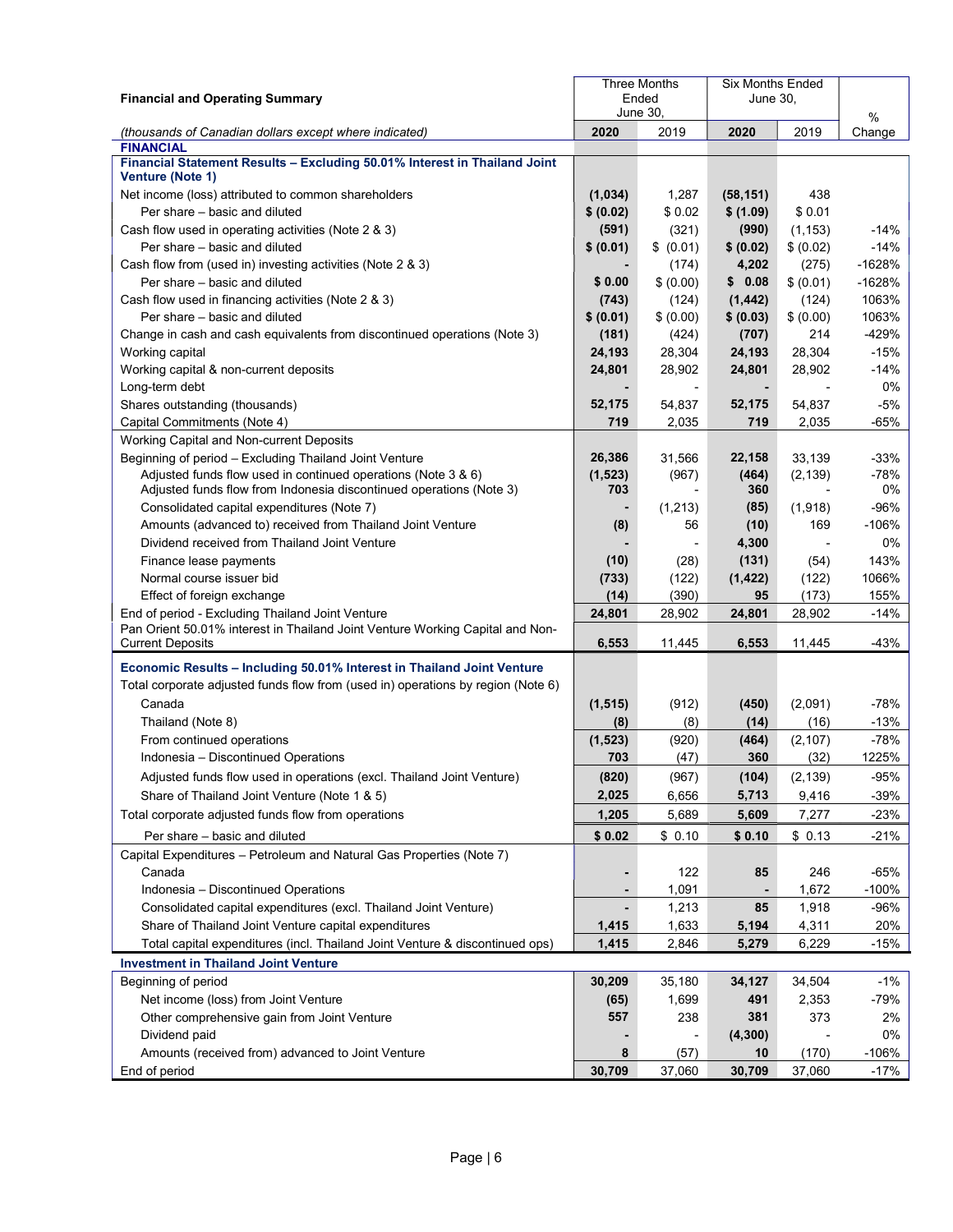| Financial and Operating Summary | Three Months Ended June 30, | | Six Months Ended June 30, | | % |
|---|---|---|---|---|---|
| *(thousands of Canadian dollars except where indicated)* | **2020** | 2019 | **2020** | 2019 | Change |
| **FINANCIAL** | | | | | |
| **Financial Statement Results – Excluding 50.01% Interest in Thailand Joint Venture (Note 1)** | | | | | |
| Net income (loss) attributed to common shareholders | **(1,034)** | 1,287 | **(58,151)** | 438 | |
| Per share – basic and diluted | **$ (0.02)** | $ 0.02 | **$ (1.09)** | $ 0.01 | |
| Cash flow used in operating activities (Note 2 & 3) | **(591)** | (321) | **(990)** | (1,153) | -14% |
| Per share – basic and diluted | **$ (0.01)** | $ (0.01) | **$ (0.02)** | $ (0.02) | -14% |
| Cash flow from (used in) investing activities (Note 2 & 3) | **-** | (174) | **4,202** | (275) | -1628% |
| Per share – basic and diluted | **$ 0.00** | $ (0.00) | **$ 0.08** | $ (0.01) | -1628% |
| Cash flow used in financing activities (Note 2 & 3) | **(743)** | (124) | **(1,442)** | (124) | 1063% |
| Per share – basic and diluted | **$ (0.01)** | $ (0.00) | **$ (0.03)** | $ (0.00) | 1063% |
| Change in cash and cash equivalents from discontinued operations (Note 3) | **(181)** | (424) | **(707)** | 214 | -429% |
| Working capital | **24,193** | 28,304 | **24,193** | 28,304 | -15% |
| Working capital & non-current deposits | **24,801** | 28,902 | **24,801** | 28,902 | -14% |
| Long-term debt | **-** | - | **-** | - | 0% |
| Shares outstanding (thousands) | **52,175** | 54,837 | **52,175** | 54,837 | -5% |
| Capital Commitments (Note 4) | **719** | 2,035 | **719** | 2,035 | -65% |
| Working Capital and Non-current Deposits | | | | | |
| Beginning of period – Excluding Thailand Joint Venture | **26,386** | 31,566 | **22,158** | 33,139 | -33% |
| Adjusted funds flow used in continued operations (Note 3 & 6) | **(1,523)** | (967) | **(464)** | (2,139) | -78% |
| Adjusted funds flow from Indonesia discontinued operations (Note 3) | **703** | - | **360** | - | 0% |
| Consolidated capital expenditures (Note 7) | **-** | (1,213) | **(85)** | (1,918) | -96% |
| Amounts (advanced to) received from Thailand Joint Venture | **(8)** | 56 | **(10)** | 169 | -106% |
| Dividend received from Thailand Joint Venture | **-** | - | **4,300** | - | 0% |
| Finance lease payments | **(10)** | (28) | **(131)** | (54) | 143% |
| Normal course issuer bid | **(733)** | (122) | **(1,422)** | (122) | 1066% |
| Effect of foreign exchange | **(14)** | (390) | **95** | (173) | 155% |
| End of period - Excluding Thailand Joint Venture | **24,801** | 28,902 | **24,801** | 28,902 | -14% |
| Pan Orient 50.01% interest in Thailand Joint Venture Working Capital and Non-Current Deposits | **6,553** | 11,445 | **6,553** | 11,445 | -43% |
| **Economic Results – Including 50.01% Interest in Thailand Joint Venture** | | | | | |
| Total corporate adjusted funds flow from (used in) operations by region (Note 6) | | | | | |
| Canada | **(1,515)** | (912) | **(450)** | (2,091) | -78% |
| Thailand (Note 8) | **(8)** | (8) | **(14)** | (16) | -13% |
| From continued operations | **(1,523)** | (920) | **(464)** | (2,107) | -78% |
| Indonesia – Discontinued Operations | **703** | (47) | **360** | (32) | 1225% |
| Adjusted funds flow used in operations (excl. Thailand Joint Venture) | **(820)** | (967) | **(104)** | (2,139) | -95% |
| Share of Thailand Joint Venture (Note 1 & 5) | **2,025** | 6,656 | **5,713** | 9,416 | -39% |
| Total corporate adjusted funds flow from operations | **1,205** | 5,689 | **5,609** | 7,277 | -23% |
| Per share – basic and diluted | **$ 0.02** | $ 0.10 | **$ 0.10** | $ 0.13 | -21% |
| Capital Expenditures – Petroleum and Natural Gas Properties (Note 7) | | | | | |
| Canada | **-** | 122 | **85** | 246 | -65% |
| Indonesia – Discontinued Operations | **-** | 1,091 | **-** | 1,672 | -100% |
| Consolidated capital expenditures (excl. Thailand Joint Venture) | **-** | 1,213 | **85** | 1,918 | -96% |
| Share of Thailand Joint Venture capital expenditures | **1,415** | 1,633 | **5,194** | 4,311 | 20% |
| Total capital expenditures (incl. Thailand Joint Venture & discontinued ops) | **1,415** | 2,846 | **5,279** | 6,229 | -15% |
| **Investment in Thailand Joint Venture** | | | | | |
| Beginning of period | **30,209** | 35,180 | **34,127** | 34,504 | -1% |
| Net income (loss) from Joint Venture | **(65)** | 1,699 | **491** | 2,353 | -79% |
| Other comprehensive gain from Joint Venture | **557** | 238 | **381** | 373 | 2% |
| Dividend paid | **-** | - | **(4,300)** | - | 0% |
| Amounts (received from) advanced to Joint Venture | **8** | (57) | **10** | (170) | -106% |
| End of period | **30,709** | 37,060 | **30,709** | 37,060 | -17% |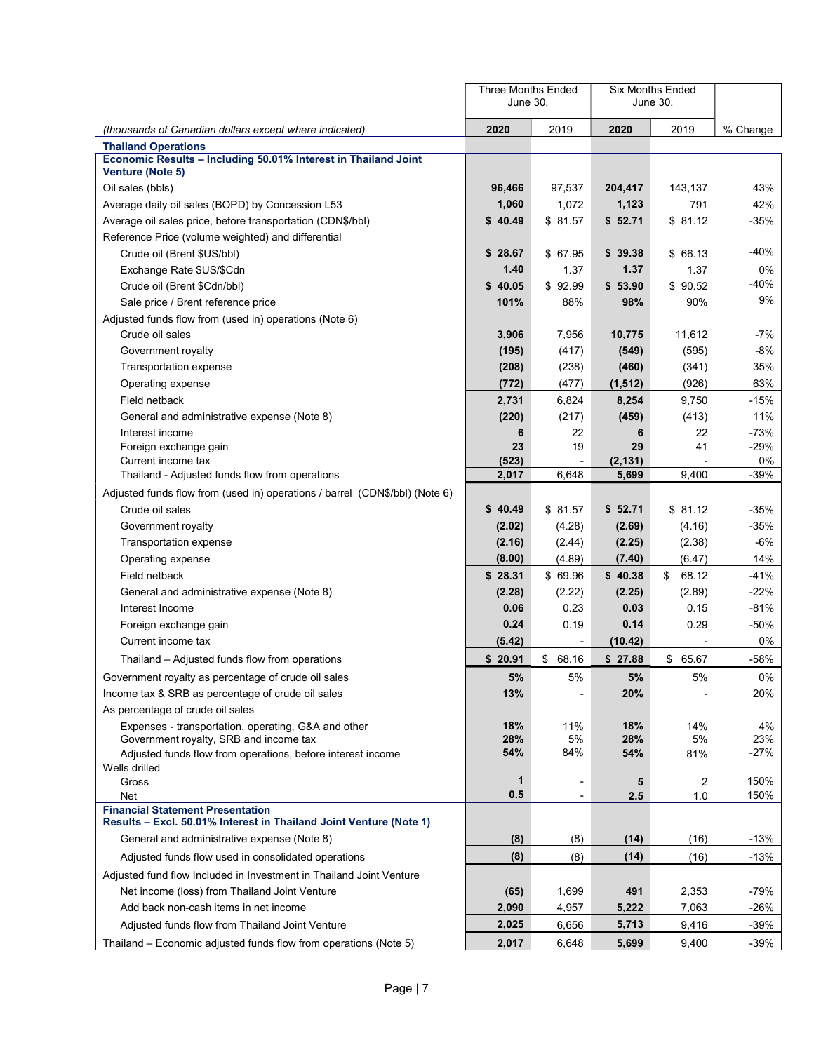| *(thousands of Canadian dollars except where indicated)* | Three Months Ended June 30, 2020 | Three Months Ended June 30, 2019 | Six Months Ended June 30, 2020 | Six Months Ended June 30, 2019 | % Change |
|---|---|---|---|---|---|
| **Thailand Operations** | | | | | |
| **Economic Results – Including 50.01% Interest in Thailand Joint Venture (Note 5)** | | | | | |
| Oil sales (bbls) | **96,466** | 97,537 | **204,417** | 143,137 | 43% |
| Average daily oil sales (BOPD) by Concession L53 | **1,060** | 1,072 | **1,123** | 791 | 42% |
| Average oil sales price, before transportation (CDN$/bbl) | **$ 40.49** | $ 81.57 | **$ 52.71** | $ 81.12 | -35% |
| Reference Price (volume weighted) and differential | | | | | |
| Crude oil (Brent $US/bbl) | **$ 28.67** | $ 67.95 | **$ 39.38** | $ 66.13 | -40% |
| Exchange Rate $US/$Cdn | **1.40** | 1.37 | **1.37** | 1.37 | 0% |
| Crude oil (Brent $Cdn/bbl) | **$ 40.05** | $ 92.99 | **$ 53.90** | $ 90.52 | -40% |
| Sale price / Brent reference price | **101%** | 88% | **98%** | 90% | 9% |
| Adjusted funds flow from (used in) operations (Note 6) | | | | | |
| Crude oil sales | **3,906** | 7,956 | **10,775** | 11,612 | -7% |
| Government royalty | **(195)** | (417) | **(549)** | (595) | -8% |
| Transportation expense | **(208)** | (238) | **(460)** | (341) | 35% |
| Operating expense | **(772)** | (477) | **(1,512)** | (926) | 63% |
| Field netback | **2,731** | 6,824 | **8,254** | 9,750 | -15% |
| General and administrative expense (Note 8) | **(220)** | (217) | **(459)** | (413) | 11% |
| Interest income | **6** | 22 | **6** | 22 | -73% |
| Foreign exchange gain | **23** | 19 | **29** | 41 | -29% |
| Current income tax | **(523)** | - | **(2,131)** | - | 0% |
| Thailand - Adjusted funds flow from operations | **2,017** | 6,648 | **5,699** | 9,400 | -39% |
| Adjusted funds flow from (used in) operations / barrel (CDN$/bbl) (Note 6) | | | | | |
| Crude oil sales | **$ 40.49** | $ 81.57 | **$ 52.71** | $ 81.12 | -35% |
| Government royalty | **(2.02)** | (4.28) | **(2.69)** | (4.16) | -35% |
| Transportation expense | **(2.16)** | (2.44) | **(2.25)** | (2.38) | -6% |
| Operating expense | **(8.00)** | (4.89) | **(7.40)** | (6.47) | 14% |
| Field netback | **$ 28.31** | $ 69.96 | **$ 40.38** | $ 68.12 | -41% |
| General and administrative expense (Note 8) | **(2.28)** | (2.22) | **(2.25)** | (2.89) | -22% |
| Interest Income | **0.06** | 0.23 | **0.03** | 0.15 | -81% |
| Foreign exchange gain | **0.24** | 0.19 | **0.14** | 0.29 | -50% |
| Current income tax | **(5.42)** | - | **(10.42)** | - | 0% |
| Thailand – Adjusted funds flow from operations | **$ 20.91** | $ 68.16 | **$ 27.88** | $ 65.67 | -58% |
| Government royalty as percentage of crude oil sales | **5%** | 5% | **5%** | 5% | 0% |
| Income tax & SRB as percentage of crude oil sales | **13%** | - | **20%** | - | 20% |
| As percentage of crude oil sales | | | | | |
| Expenses - transportation, operating, G&A and other | **18%** | 11% | **18%** | 14% | 4% |
| Government royalty, SRB and income tax | **28%** | 5% | **28%** | 5% | 23% |
| Adjusted funds flow from operations, before interest income | **54%** | 84% | **54%** | 81% | -27% |
| Wells drilled | | | | | |
| Gross | **1** | - | **5** | 2 | 150% |
| Net | **0.5** | - | **2.5** | 1.0 | 150% |
| **Financial Statement Presentation** | | | | | |
| **Results – Excl. 50.01% Interest in Thailand Joint Venture (Note 1)** | | | | | |
| General and administrative expense (Note 8) | **(8)** | (8) | **(14)** | (16) | -13% |
| Adjusted funds flow used in consolidated operations | **(8)** | (8) | **(14)** | (16) | -13% |
| Adjusted fund flow Included in Investment in Thailand Joint Venture | | | | | |
| Net income (loss) from Thailand Joint Venture | **(65)** | 1,699 | **491** | 2,353 | -79% |
| Add back non-cash items in net income | **2,090** | 4,957 | **5,222** | 7,063 | -26% |
| Adjusted funds flow from Thailand Joint Venture | **2,025** | 6,656 | **5,713** | 9,416 | -39% |
| Thailand – Economic adjusted funds flow from operations (Note 5) | **2,017** | 6,648 | **5,699** | 9,400 | -39% |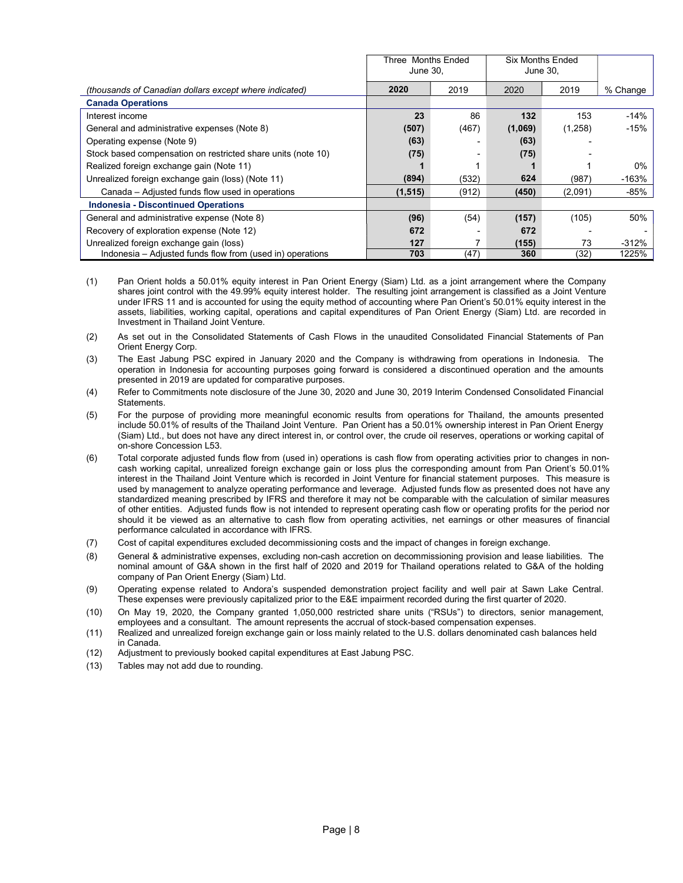| *(thousands of Canadian dollars except where indicated)* | Three Months Ended June 30, | | Six Months Ended June 30, | | |
|---|---|---|---|---|---|
| | **2020** | 2019 | 2020 | 2019 | % Change |
| **Canada Operations** | | | | | |
| Interest income | **23** | 86 | **132** | 153 | -14% |
| General and administrative expenses (Note 8) | **(507)** | (467) | **(1,069)** | (1,258) | -15% |
| Operating expense (Note 9) | **(63)** | - | **(63)** | - | |
| Stock based compensation on restricted share units (note 10) | **(75)** | - | **(75)** | - | |
| Realized foreign exchange gain (Note 11) | **1** | 1 | **1** | 1 | 0% |
| Unrealized foreign exchange gain (loss) (Note 11) | **(894)** | (532) | **624** | (987) | -163% |
| Canada – Adjusted funds flow used in operations | **(1,515)** | (912) | **(450)** | (2,091) | -85% |
| **Indonesia - Discontinued Operations** | | | | | |
| General and administrative expense (Note 8) | **(96)** | (54) | **(157)** | (105) | 50% |
| Recovery of exploration expense (Note 12) | **672** | - | **672** | - | - |
| Unrealized foreign exchange gain (loss) | **127** | 7 | **(155)** | 73 | -312% |
| Indonesia – Adjusted funds flow from (used in) operations | **703** | (47) | **360** | (32) | 1225% |

(1) Pan Orient holds a 50.01% equity interest in Pan Orient Energy (Siam) Ltd. as a joint arrangement where the Company shares joint control with the 49.99% equity interest holder. The resulting joint arrangement is classified as a Joint Venture under IFRS 11 and is accounted for using the equity method of accounting where Pan Orient's 50.01% equity interest in the assets, liabilities, working capital, operations and capital expenditures of Pan Orient Energy (Siam) Ltd. are recorded in Investment in Thailand Joint Venture.

(2) As set out in the Consolidated Statements of Cash Flows in the unaudited Consolidated Financial Statements of Pan Orient Energy Corp.

(3) The East Jabung PSC expired in January 2020 and the Company is withdrawing from operations in Indonesia. The operation in Indonesia for accounting purposes going forward is considered a discontinued operation and the amounts presented in 2019 are updated for comparative purposes.

(4) Refer to Commitments note disclosure of the June 30, 2020 and June 30, 2019 Interim Condensed Consolidated Financial Statements.

(5) For the purpose of providing more meaningful economic results from operations for Thailand, the amounts presented include 50.01% of results of the Thailand Joint Venture. Pan Orient has a 50.01% ownership interest in Pan Orient Energy (Siam) Ltd., but does not have any direct interest in, or control over, the crude oil reserves, operations or working capital of on-shore Concession L53.

(6) Total corporate adjusted funds flow from (used in) operations is cash flow from operating activities prior to changes in non-cash working capital, unrealized foreign exchange gain or loss plus the corresponding amount from Pan Orient's 50.01% interest in the Thailand Joint Venture which is recorded in Joint Venture for financial statement purposes. This measure is used by management to analyze operating performance and leverage. Adjusted funds flow as presented does not have any standardized meaning prescribed by IFRS and therefore it may not be comparable with the calculation of similar measures of other entities. Adjusted funds flow is not intended to represent operating cash flow or operating profits for the period nor should it be viewed as an alternative to cash flow from operating activities, net earnings or other measures of financial performance calculated in accordance with IFRS.

(7) Cost of capital expenditures excluded decommissioning costs and the impact of changes in foreign exchange.

(8) General & administrative expenses, excluding non-cash accretion on decommissioning provision and lease liabilities. The nominal amount of G&A shown in the first half of 2020 and 2019 for Thailand operations related to G&A of the holding company of Pan Orient Energy (Siam) Ltd.

(9) Operating expense related to Andora's suspended demonstration project facility and well pair at Sawn Lake Central. These expenses were previously capitalized prior to the E&E impairment recorded during the first quarter of 2020.

(10) On May 19, 2020, the Company granted 1,050,000 restricted share units ("RSUs") to directors, senior management, employees and a consultant. The amount represents the accrual of stock-based compensation expenses.

(11) Realized and unrealized foreign exchange gain or loss mainly related to the U.S. dollars denominated cash balances held in Canada.

(12) Adjustment to previously booked capital expenditures at East Jabung PSC.

(13) Tables may not add due to rounding.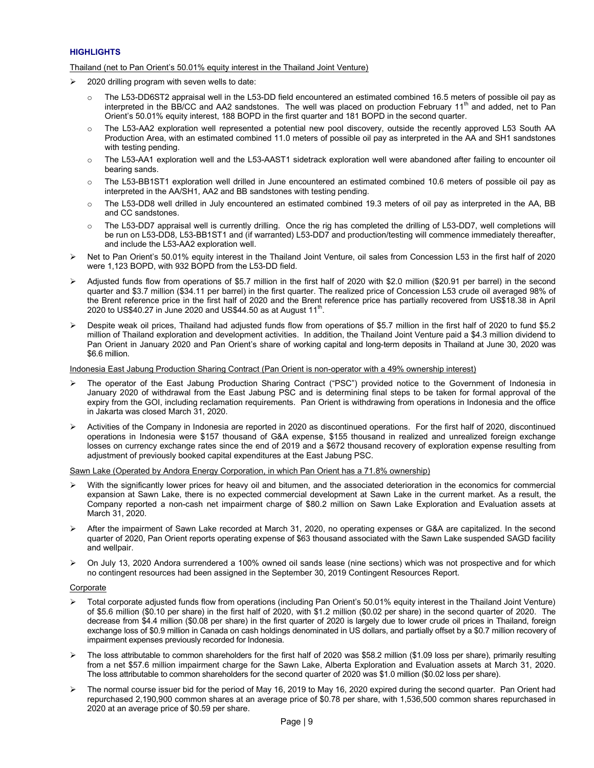**HIGHLIGHTS**

Thailand (net to Pan Orient's 50.01% equity interest in the Thailand Joint Venture)

- 2020 drilling program with seven wells to date:
  - The L53-DD6ST2 appraisal well in the L53-DD field encountered an estimated combined 16.5 meters of possible oil pay as interpreted in the BB/CC and AA2 sandstones. The well was placed on production February 11th and added, net to Pan Orient's 50.01% equity interest, 188 BOPD in the first quarter and 181 BOPD in the second quarter.
  - The L53-AA2 exploration well represented a potential new pool discovery, outside the recently approved L53 South AA Production Area, with an estimated combined 11.0 meters of possible oil pay as interpreted in the AA and SH1 sandstones with testing pending.
  - The L53-AA1 exploration well and the L53-AAST1 sidetrack exploration well were abandoned after failing to encounter oil bearing sands.
  - The L53-BB1ST1 exploration well drilled in June encountered an estimated combined 10.6 meters of possible oil pay as interpreted in the AA/SH1, AA2 and BB sandstones with testing pending.
  - The L53-DD8 well drilled in July encountered an estimated combined 19.3 meters of oil pay as interpreted in the AA, BB and CC sandstones.
  - The L53-DD7 appraisal well is currently drilling. Once the rig has completed the drilling of L53-DD7, well completions will be run on L53-DD8, L53-BB1ST1 and (if warranted) L53-DD7 and production/testing will commence immediately thereafter, and include the L53-AA2 exploration well.
- Net to Pan Orient's 50.01% equity interest in the Thailand Joint Venture, oil sales from Concession L53 in the first half of 2020 were 1,123 BOPD, with 932 BOPD from the L53-DD field.
- Adjusted funds flow from operations of $5.7 million in the first half of 2020 with $2.0 million ($20.91 per barrel) in the second quarter and $3.7 million ($34.11 per barrel) in the first quarter. The realized price of Concession L53 crude oil averaged 98% of the Brent reference price in the first half of 2020 and the Brent reference price has partially recovered from US$18.38 in April 2020 to US$40.27 in June 2020 and US$44.50 as at August 11th.
- Despite weak oil prices, Thailand had adjusted funds flow from operations of $5.7 million in the first half of 2020 to fund $5.2 million of Thailand exploration and development activities. In addition, the Thailand Joint Venture paid a $4.3 million dividend to Pan Orient in January 2020 and Pan Orient's share of working capital and long-term deposits in Thailand at June 30, 2020 was $6.6 million.

Indonesia East Jabung Production Sharing Contract (Pan Orient is non-operator with a 49% ownership interest)

- The operator of the East Jabung Production Sharing Contract ("PSC") provided notice to the Government of Indonesia in January 2020 of withdrawal from the East Jabung PSC and is determining final steps to be taken for formal approval of the expiry from the GOI, including reclamation requirements. Pan Orient is withdrawing from operations in Indonesia and the office in Jakarta was closed March 31, 2020.
- Activities of the Company in Indonesia are reported in 2020 as discontinued operations. For the first half of 2020, discontinued operations in Indonesia were $157 thousand of G&A expense, $155 thousand in realized and unrealized foreign exchange losses on currency exchange rates since the end of 2019 and a $672 thousand recovery of exploration expense resulting from adjustment of previously booked capital expenditures at the East Jabung PSC.

Sawn Lake (Operated by Andora Energy Corporation, in which Pan Orient has a 71.8% ownership)

- With the significantly lower prices for heavy oil and bitumen, and the associated deterioration in the economics for commercial expansion at Sawn Lake, there is no expected commercial development at Sawn Lake in the current market. As a result, the Company reported a non-cash net impairment charge of $80.2 million on Sawn Lake Exploration and Evaluation assets at March 31, 2020.
- After the impairment of Sawn Lake recorded at March 31, 2020, no operating expenses or G&A are capitalized. In the second quarter of 2020, Pan Orient reports operating expense of $63 thousand associated with the Sawn Lake suspended SAGD facility and wellpair.
- On July 13, 2020 Andora surrendered a 100% owned oil sands lease (nine sections) which was not prospective and for which no contingent resources had been assigned in the September 30, 2019 Contingent Resources Report.

Corporate

- Total corporate adjusted funds flow from operations (including Pan Orient's 50.01% equity interest in the Thailand Joint Venture) of $5.6 million ($0.10 per share) in the first half of 2020, with $1.2 million ($0.02 per share) in the second quarter of 2020. The decrease from $4.4 million ($0.08 per share) in the first quarter of 2020 is largely due to lower crude oil prices in Thailand, foreign exchange loss of $0.9 million in Canada on cash holdings denominated in US dollars, and partially offset by a $0.7 million recovery of impairment expenses previously recorded for Indonesia.
- The loss attributable to common shareholders for the first half of 2020 was $58.2 million ($1.09 loss per share), primarily resulting from a net $57.6 million impairment charge for the Sawn Lake, Alberta Exploration and Evaluation assets at March 31, 2020. The loss attributable to common shareholders for the second quarter of 2020 was $1.0 million ($0.02 loss per share).
- The normal course issuer bid for the period of May 16, 2019 to May 16, 2020 expired during the second quarter. Pan Orient had repurchased 2,190,900 common shares at an average price of $0.78 per share, with 1,536,500 common shares repurchased in 2020 at an average price of $0.59 per share.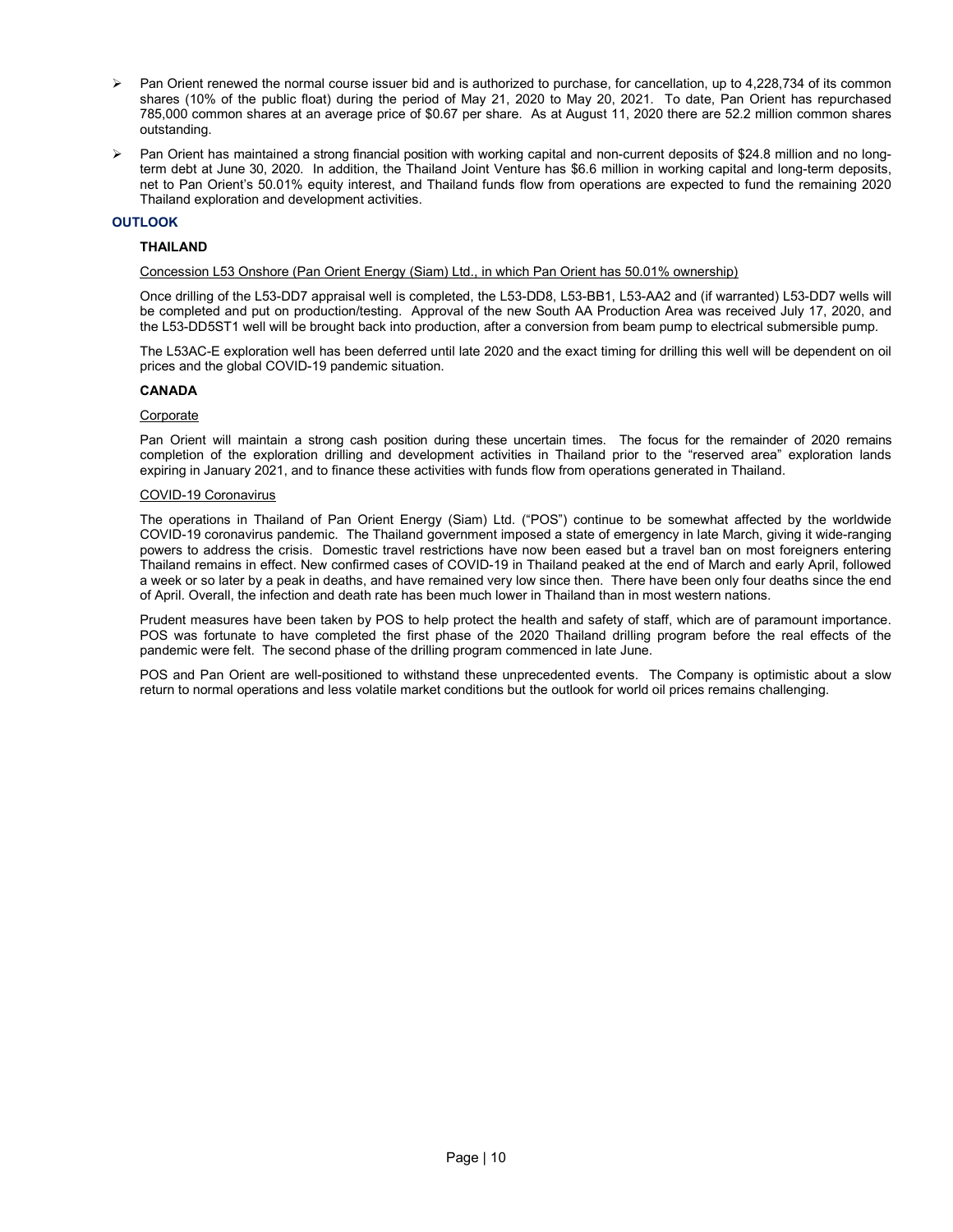- Pan Orient renewed the normal course issuer bid and is authorized to purchase, for cancellation, up to 4,228,734 of its common shares (10% of the public float) during the period of May 21, 2020 to May 20, 2021. To date, Pan Orient has repurchased 785,000 common shares at an average price of $0.67 per share. As at August 11, 2020 there are 52.2 million common shares outstanding.
- Pan Orient has maintained a strong financial position with working capital and non-current deposits of $24.8 million and no long-term debt at June 30, 2020. In addition, the Thailand Joint Venture has $6.6 million in working capital and long-term deposits, net to Pan Orient's 50.01% equity interest, and Thailand funds flow from operations are expected to fund the remaining 2020 Thailand exploration and development activities.

## OUTLOOK

### THAILAND

Concession L53 Onshore (Pan Orient Energy (Siam) Ltd., in which Pan Orient has 50.01% ownership)

Once drilling of the L53-DD7 appraisal well is completed, the L53-DD8, L53-BB1, L53-AA2 and (if warranted) L53-DD7 wells will be completed and put on production/testing. Approval of the new South AA Production Area was received July 17, 2020, and the L53-DD5ST1 well will be brought back into production, after a conversion from beam pump to electrical submersible pump.

The L53AC-E exploration well has been deferred until late 2020 and the exact timing for drilling this well will be dependent on oil prices and the global COVID-19 pandemic situation.

### CANADA

Corporate

Pan Orient will maintain a strong cash position during these uncertain times. The focus for the remainder of 2020 remains completion of the exploration drilling and development activities in Thailand prior to the "reserved area" exploration lands expiring in January 2021, and to finance these activities with funds flow from operations generated in Thailand.

COVID-19 Coronavirus

The operations in Thailand of Pan Orient Energy (Siam) Ltd. ("POS") continue to be somewhat affected by the worldwide COVID-19 coronavirus pandemic. The Thailand government imposed a state of emergency in late March, giving it wide-ranging powers to address the crisis. Domestic travel restrictions have now been eased but a travel ban on most foreigners entering Thailand remains in effect. New confirmed cases of COVID-19 in Thailand peaked at the end of March and early April, followed a week or so later by a peak in deaths, and have remained very low since then. There have been only four deaths since the end of April. Overall, the infection and death rate has been much lower in Thailand than in most western nations.

Prudent measures have been taken by POS to help protect the health and safety of staff, which are of paramount importance. POS was fortunate to have completed the first phase of the 2020 Thailand drilling program before the real effects of the pandemic were felt. The second phase of the drilling program commenced in late June.

POS and Pan Orient are well-positioned to withstand these unprecedented events. The Company is optimistic about a slow return to normal operations and less volatile market conditions but the outlook for world oil prices remains challenging.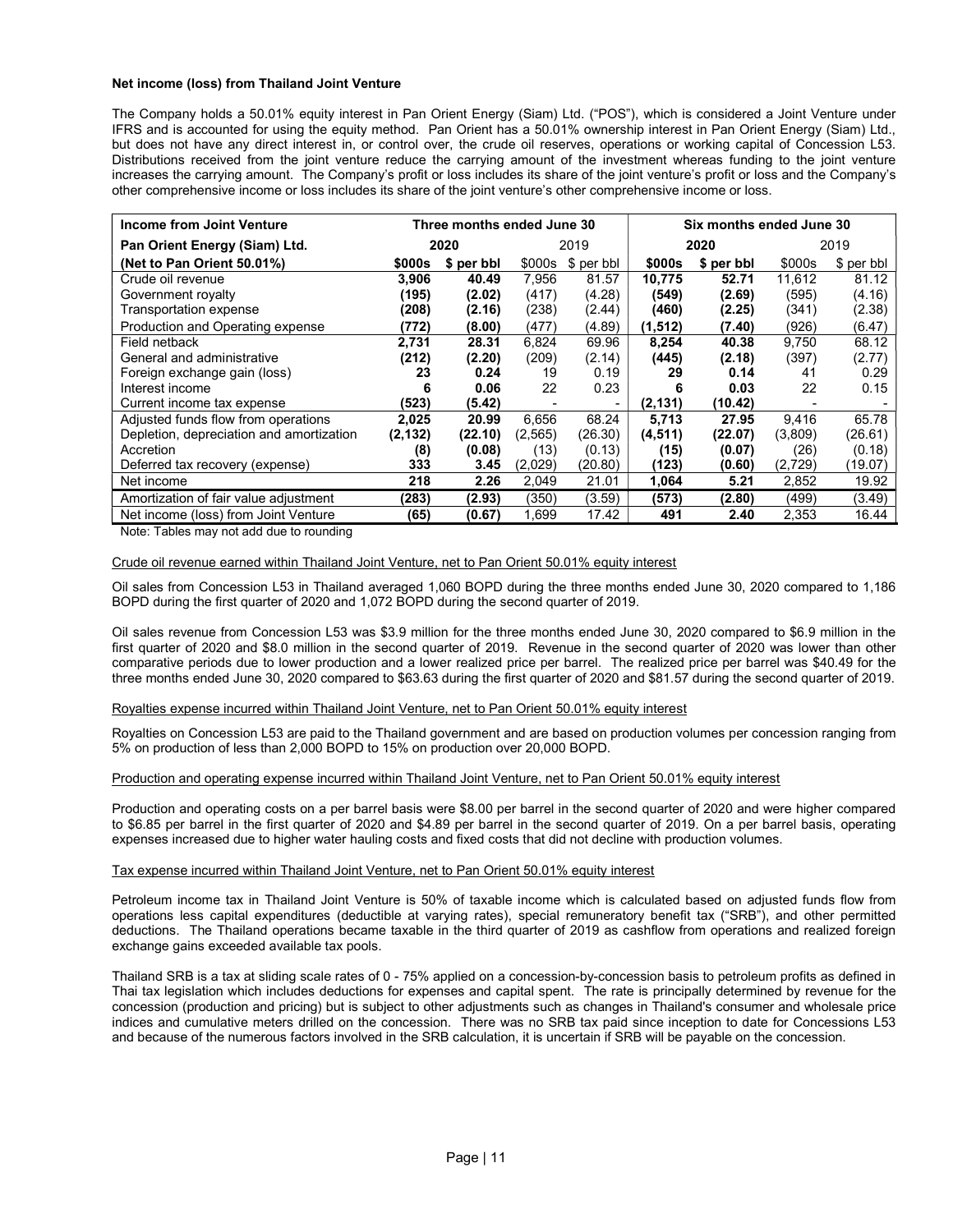**Net income (loss) from Thailand Joint Venture**

The Company holds a 50.01% equity interest in Pan Orient Energy (Siam) Ltd. ("POS"), which is considered a Joint Venture under IFRS and is accounted for using the equity method. Pan Orient has a 50.01% ownership interest in Pan Orient Energy (Siam) Ltd., but does not have any direct interest in, or control over, the crude oil reserves, operations or working capital of Concession L53. Distributions received from the joint venture reduce the carrying amount of the investment whereas funding to the joint venture increases the carrying amount. The Company's profit or loss includes its share of the joint venture's profit or loss and the Company's other comprehensive income or loss includes its share of the joint venture's other comprehensive income or loss.

| **Income from Joint Venture** | **Three months ended June 30** | | | | **Six months ended June 30** | | | |
|---|---|---|---|---|---|---|---|---|
| **Pan Orient Energy (Siam) Ltd.** | **2020** | | 2019 | | **2020** | | 2019 | |
| **(Net to Pan Orient 50.01%)** | **$000s** | **$ per bbl** | $000s | $ per bbl | **$000s** | **$ per bbl** | $000s | $ per bbl |
| Crude oil revenue | **3,906** | **40.49** | 7,956 | 81.57 | **10,775** | **52.71** | 11,612 | 81.12 |
| Government royalty | **(195)** | **(2.02)** | (417) | (4.28) | **(549)** | **(2.69)** | (595) | (4.16) |
| Transportation expense | **(208)** | **(2.16)** | (238) | (2.44) | **(460)** | **(2.25)** | (341) | (2.38) |
| Production and Operating expense | **(772)** | **(8.00)** | (477) | (4.89) | **(1,512)** | **(7.40)** | (926) | (6.47) |
| Field netback | **2,731** | **28.31** | 6,824 | 69.96 | **8,254** | **40.38** | 9,750 | 68.12 |
| General and administrative | **(212)** | **(2.20)** | (209) | (2.14) | **(445)** | **(2.18)** | (397) | (2.77) |
| Foreign exchange gain (loss) | **23** | **0.24** | 19 | 0.19 | **29** | **0.14** | 41 | 0.29 |
| Interest income | **6** | **0.06** | 22 | 0.23 | **6** | **0.03** | 22 | 0.15 |
| Current income tax expense | **(523)** | **(5.42)** | - | - | **(2,131)** | **(10.42)** | - | - |
| Adjusted funds flow from operations | **2,025** | **20.99** | 6,656 | 68.24 | **5,713** | **27.95** | 9,416 | 65.78 |
| Depletion, depreciation and amortization | **(2,132)** | **(22.10)** | (2,565) | (26.30) | **(4,511)** | **(22.07)** | (3,809) | (26.61) |
| Accretion | **(8)** | **(0.08)** | (13) | (0.13) | **(15)** | **(0.07)** | (26) | (0.18) |
| Deferred tax recovery (expense) | **333** | **3.45** | (2,029) | (20.80) | **(123)** | **(0.60)** | (2,729) | (19.07) |
| Net income | **218** | **2.26** | 2,049 | 21.01 | **1,064** | **5.21** | 2,852 | 19.92 |
| Amortization of fair value adjustment | **(283)** | **(2.93)** | (350) | (3.59) | **(573)** | **(2.80)** | (499) | (3.49) |
| Net income (loss) from Joint Venture | **(65)** | **(0.67)** | 1,699 | 17.42 | **491** | **2.40** | 2,353 | 16.44 |

Note: Tables may not add due to rounding

Crude oil revenue earned within Thailand Joint Venture, net to Pan Orient 50.01% equity interest

Oil sales from Concession L53 in Thailand averaged 1,060 BOPD during the three months ended June 30, 2020 compared to 1,186 BOPD during the first quarter of 2020 and 1,072 BOPD during the second quarter of 2019.

Oil sales revenue from Concession L53 was $3.9 million for the three months ended June 30, 2020 compared to $6.9 million in the first quarter of 2020 and $8.0 million in the second quarter of 2019. Revenue in the second quarter of 2020 was lower than other comparative periods due to lower production and a lower realized price per barrel. The realized price per barrel was $40.49 for the three months ended June 30, 2020 compared to $63.63 during the first quarter of 2020 and $81.57 during the second quarter of 2019.

Royalties expense incurred within Thailand Joint Venture, net to Pan Orient 50.01% equity interest

Royalties on Concession L53 are paid to the Thailand government and are based on production volumes per concession ranging from 5% on production of less than 2,000 BOPD to 15% on production over 20,000 BOPD.

Production and operating expense incurred within Thailand Joint Venture, net to Pan Orient 50.01% equity interest

Production and operating costs on a per barrel basis were $8.00 per barrel in the second quarter of 2020 and were higher compared to $6.85 per barrel in the first quarter of 2020 and $4.89 per barrel in the second quarter of 2019. On a per barrel basis, operating expenses increased due to higher water hauling costs and fixed costs that did not decline with production volumes.

Tax expense incurred within Thailand Joint Venture, net to Pan Orient 50.01% equity interest

Petroleum income tax in Thailand Joint Venture is 50% of taxable income which is calculated based on adjusted funds flow from operations less capital expenditures (deductible at varying rates), special remuneratory benefit tax ("SRB"), and other permitted deductions. The Thailand operations became taxable in the third quarter of 2019 as cashflow from operations and realized foreign exchange gains exceeded available tax pools.

Thailand SRB is a tax at sliding scale rates of 0 - 75% applied on a concession-by-concession basis to petroleum profits as defined in Thai tax legislation which includes deductions for expenses and capital spent. The rate is principally determined by revenue for the concession (production and pricing) but is subject to other adjustments such as changes in Thailand's consumer and wholesale price indices and cumulative meters drilled on the concession. There was no SRB tax paid since inception to date for Concessions L53 and because of the numerous factors involved in the SRB calculation, it is uncertain if SRB will be payable on the concession.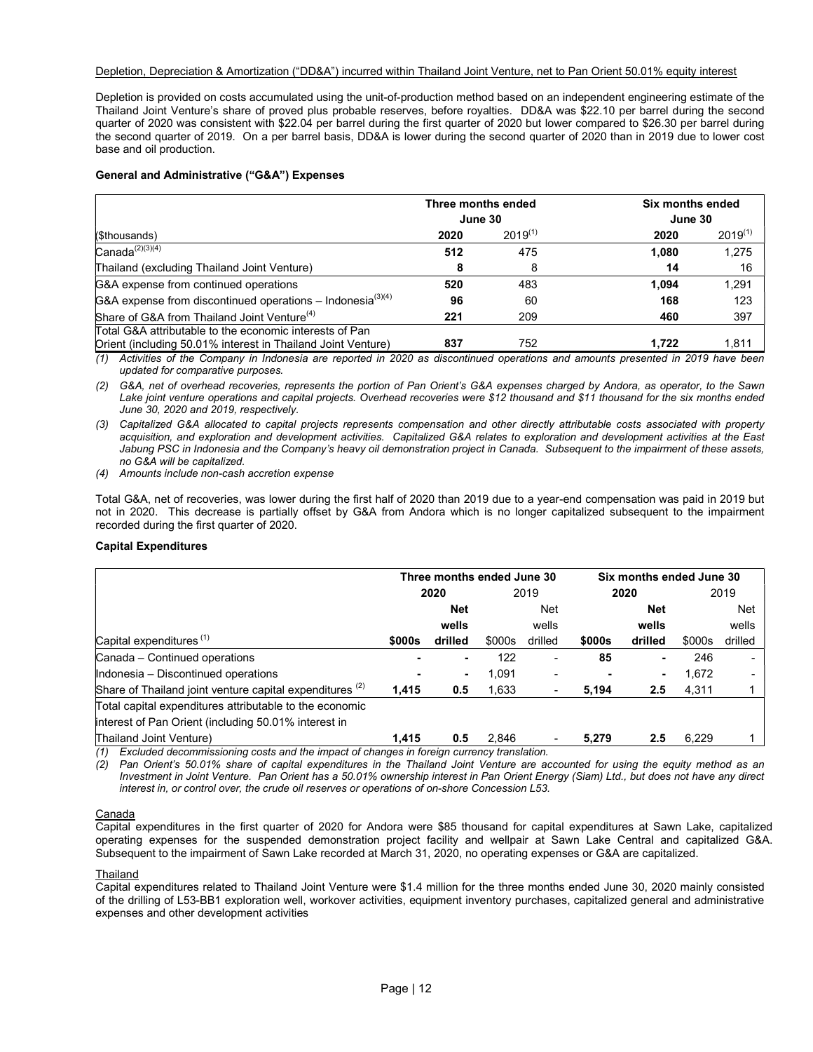Depletion, Depreciation & Amortization ("DD&A") incurred within Thailand Joint Venture, net to Pan Orient 50.01% equity interest

Depletion is provided on costs accumulated using the unit-of-production method based on an independent engineering estimate of the Thailand Joint Venture's share of proved plus probable reserves, before royalties. DD&A was $22.10 per barrel during the second quarter of 2020 was consistent with $22.04 per barrel during the first quarter of 2020 but lower compared to $26.30 per barrel during the second quarter of 2019. On a per barrel basis, DD&A is lower during the second quarter of 2020 than in 2019 due to lower cost base and oil production.

**General and Administrative ("G&A") Expenses**

| | Three months ended June 30 | | Six months ended June 30 | |
|---|---|---|---|---|
| ($thousands) | 2020 | 2019[1] | 2020 | 2019[1] |
| Canada[2][3][4] | **512** | 475 | **1,080** | 1,275 |
| Thailand (excluding Thailand Joint Venture) | **8** | 8 | **14** | 16 |
| G&A expense from continued operations | **520** | 483 | **1,094** | 1,291 |
| G&A expense from discontinued operations – Indonesia[3][4] | **96** | 60 | **168** | 123 |
| Share of G&A from Thailand Joint Venture[4] | **221** | 209 | **460** | 397 |
| Total G&A attributable to the economic interests of Pan Orient (including 50.01% interest in Thailand Joint Venture) | **837** | 752 | **1,722** | 1,811 |

*(1) Activities of the Company in Indonesia are reported in 2020 as discontinued operations and amounts presented in 2019 have been updated for comparative purposes.*

*(2) G&A, net of overhead recoveries, represents the portion of Pan Orient's G&A expenses charged by Andora, as operator, to the Sawn Lake joint venture operations and capital projects. Overhead recoveries were $12 thousand and $11 thousand for the six months ended June 30, 2020 and 2019, respectively.*

*(3) Capitalized G&A allocated to capital projects represents compensation and other directly attributable costs associated with property acquisition, and exploration and development activities. Capitalized G&A relates to exploration and development activities at the East Jabung PSC in Indonesia and the Company's heavy oil demonstration project in Canada. Subsequent to the impairment of these assets, no G&A will be capitalized.*

*(4) Amounts include non-cash accretion expense*

Total G&A, net of recoveries, was lower during the first half of 2020 than 2019 due to a year-end compensation was paid in 2019 but not in 2020. This decrease is partially offset by G&A from Andora which is no longer capitalized subsequent to the impairment recorded during the first quarter of 2020.

**Capital Expenditures**

| | Three months ended June 30 | | | | Six months ended June 30 | | | |
|---|---|---|---|---|---|---|---|---|
| | 2020 | | 2019 | | 2020 | | 2019 | |
| Capital expenditures [1] | **$000s** | **Net wells drilled** | $000s | Net wells drilled | **$000s** | **Net wells drilled** | $000s | Net wells drilled |
| Canada – Continued operations | **-** | **-** | 122 | - | **85** | **-** | 246 | - |
| Indonesia – Discontinued operations | **-** | **-** | 1,091 | - | **-** | **-** | 1,672 | - |
| Share of Thailand joint venture capital expenditures [2] | **1,415** | **0.5** | 1,633 | - | **5,194** | **2.5** | 4,311 | 1 |
| Total capital expenditures attributable to the economic interest of Pan Orient (including 50.01% interest in Thailand Joint Venture) | **1,415** | **0.5** | 2,846 | - | **5,279** | **2.5** | 6,229 | 1 |

*(1) Excluded decommissioning costs and the impact of changes in foreign currency translation.*

*(2) Pan Orient's 50.01% share of capital expenditures in the Thailand Joint Venture are accounted for using the equity method as an Investment in Joint Venture. Pan Orient has a 50.01% ownership interest in Pan Orient Energy (Siam) Ltd., but does not have any direct interest in, or control over, the crude oil reserves or operations of on-shore Concession L53.*

Canada

Capital expenditures in the first quarter of 2020 for Andora were $85 thousand for capital expenditures at Sawn Lake, capitalized operating expenses for the suspended demonstration project facility and wellpair at Sawn Lake Central and capitalized G&A. Subsequent to the impairment of Sawn Lake recorded at March 31, 2020, no operating expenses or G&A are capitalized.

Thailand

Capital expenditures related to Thailand Joint Venture were $1.4 million for the three months ended June 30, 2020 mainly consisted of the drilling of L53-BB1 exploration well, workover activities, equipment inventory purchases, capitalized general and administrative expenses and other development activities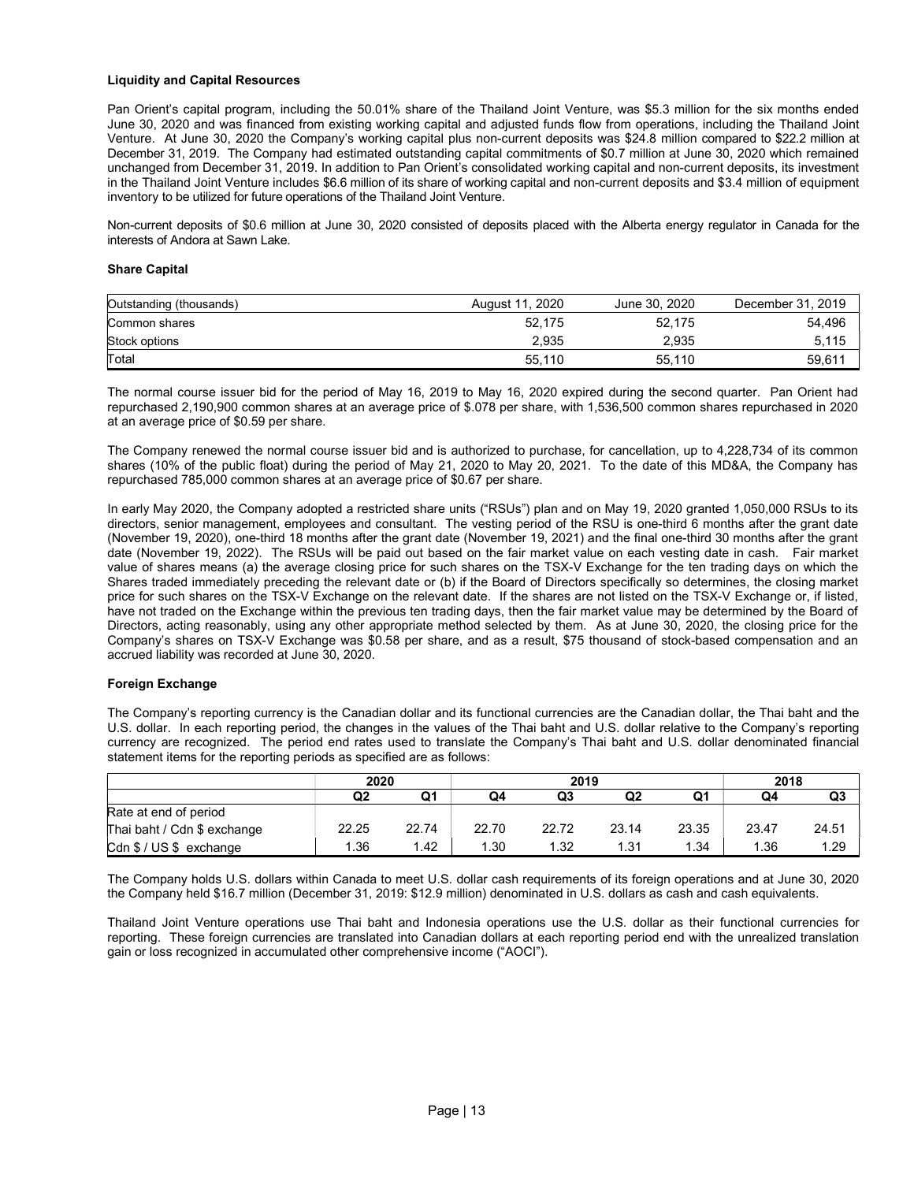**Liquidity and Capital Resources**

Pan Orient's capital program, including the 50.01% share of the Thailand Joint Venture, was $5.3 million for the six months ended June 30, 2020 and was financed from existing working capital and adjusted funds flow from operations, including the Thailand Joint Venture. At June 30, 2020 the Company's working capital plus non-current deposits was $24.8 million compared to $22.2 million at December 31, 2019. The Company had estimated outstanding capital commitments of $0.7 million at June 30, 2020 which remained unchanged from December 31, 2019. In addition to Pan Orient's consolidated working capital and non-current deposits, its investment in the Thailand Joint Venture includes $6.6 million of its share of working capital and non-current deposits and $3.4 million of equipment inventory to be utilized for future operations of the Thailand Joint Venture.

Non-current deposits of $0.6 million at June 30, 2020 consisted of deposits placed with the Alberta energy regulator in Canada for the interests of Andora at Sawn Lake.

**Share Capital**

| Outstanding (thousands) | August 11, 2020 | June 30, 2020 | December 31, 2019 |
|---|---|---|---|
| Common shares | 52,175 | 52,175 | 54,496 |
| Stock options | 2,935 | 2,935 | 5,115 |
| Total | 55,110 | 55,110 | 59,611 |

The normal course issuer bid for the period of May 16, 2019 to May 16, 2020 expired during the second quarter. Pan Orient had repurchased 2,190,900 common shares at an average price of $.078 per share, with 1,536,500 common shares repurchased in 2020 at an average price of $0.59 per share.

The Company renewed the normal course issuer bid and is authorized to purchase, for cancellation, up to 4,228,734 of its common shares (10% of the public float) during the period of May 21, 2020 to May 20, 2021. To the date of this MD&A, the Company has repurchased 785,000 common shares at an average price of $0.67 per share.

In early May 2020, the Company adopted a restricted share units ("RSUs") plan and on May 19, 2020 granted 1,050,000 RSUs to its directors, senior management, employees and consultant. The vesting period of the RSU is one-third 6 months after the grant date (November 19, 2020), one-third 18 months after the grant date (November 19, 2021) and the final one-third 30 months after the grant date (November 19, 2022). The RSUs will be paid out based on the fair market value on each vesting date in cash. Fair market value of shares means (a) the average closing price for such shares on the TSX-V Exchange for the ten trading days on which the Shares traded immediately preceding the relevant date or (b) if the Board of Directors specifically so determines, the closing market price for such shares on the TSX-V Exchange on the relevant date. If the shares are not listed on the TSX-V Exchange or, if listed, have not traded on the Exchange within the previous ten trading days, then the fair market value may be determined by the Board of Directors, acting reasonably, using any other appropriate method selected by them. As at June 30, 2020, the closing price for the Company's shares on TSX-V Exchange was $0.58 per share, and as a result, $75 thousand of stock-based compensation and an accrued liability was recorded at June 30, 2020.

**Foreign Exchange**

The Company's reporting currency is the Canadian dollar and its functional currencies are the Canadian dollar, the Thai baht and the U.S. dollar. In each reporting period, the changes in the values of the Thai baht and U.S. dollar relative to the Company's reporting currency are recognized. The period end rates used to translate the Company's Thai baht and U.S. dollar denominated financial statement items for the reporting periods as specified are as follows:

| | 2020 | | 2019 | | | | 2018 | |
|---|---|---|---|---|---|---|---|---|
| | Q2 | Q1 | Q4 | Q3 | Q2 | Q1 | Q4 | Q3 |
| Rate at end of period | | | | | | | | |
| Thai baht / Cdn $ exchange | 22.25 | 22.74 | 22.70 | 22.72 | 23.14 | 23.35 | 23.47 | 24.51 |
| Cdn $ / US $ exchange | 1.36 | 1.42 | 1.30 | 1.32 | 1.31 | 1.34 | 1.36 | 1.29 |

The Company holds U.S. dollars within Canada to meet U.S. dollar cash requirements of its foreign operations and at June 30, 2020 the Company held $16.7 million (December 31, 2019: $12.9 million) denominated in U.S. dollars as cash and cash equivalents.

Thailand Joint Venture operations use Thai baht and Indonesia operations use the U.S. dollar as their functional currencies for reporting. These foreign currencies are translated into Canadian dollars at each reporting period end with the unrealized translation gain or loss recognized in accumulated other comprehensive income ("AOCI").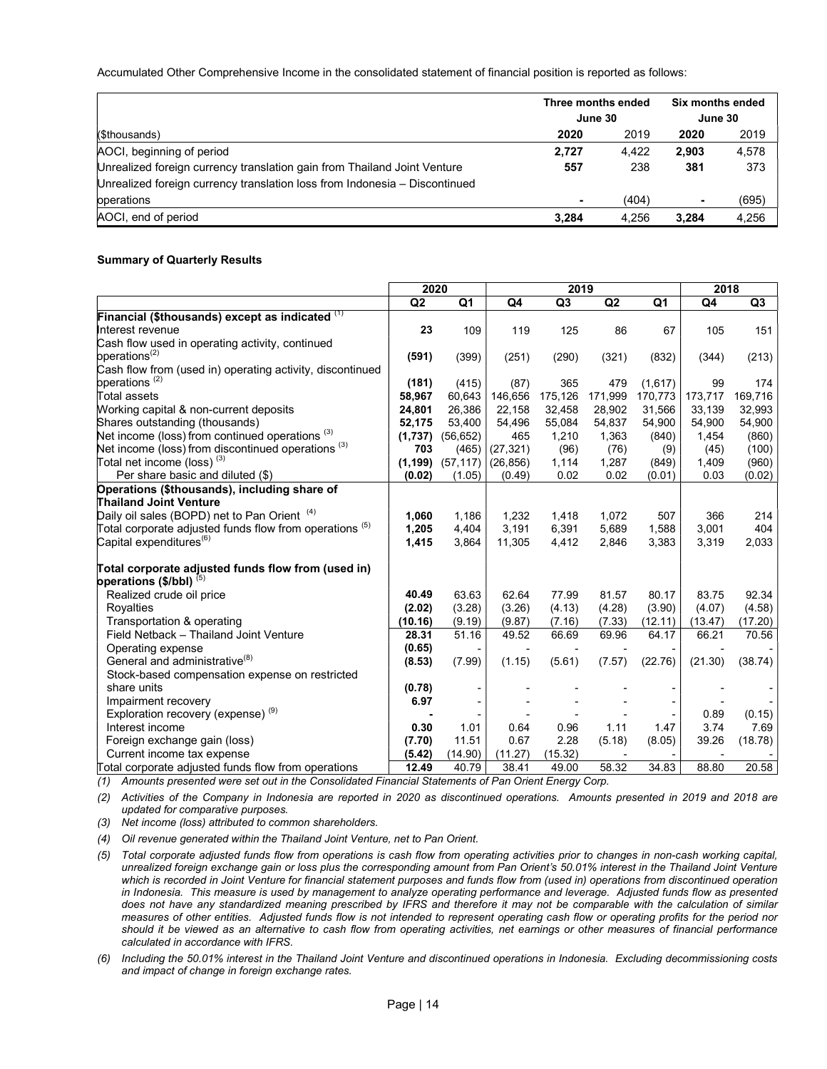Accumulated Other Comprehensive Income in the consolidated statement of financial position is reported as follows:

| | Three months ended June 30 | | Six months ended June 30 | |
|---|---|---|---|---|
| ($thousands) | **2020** | 2019 | **2020** | 2019 |
| AOCI, beginning of period | **2,727** | 4,422 | **2,903** | 4,578 |
| Unrealized foreign currency translation gain from Thailand Joint Venture | **557** | 238 | **381** | 373 |
| Unrealized foreign currency translation loss from Indonesia – Discontinued operations | **-** | (404) | **-** | (695) |
| AOCI, end of period | **3,284** | 4,256 | **3,284** | 4,256 |

**Summary of Quarterly Results**

| | 2020 | | 2019 | | | | 2018 | |
|---|---|---|---|---|---|---|---|---|
| | Q2 | Q1 | Q4 | Q3 | Q2 | Q1 | Q4 | Q3 |
| **Financial ($thousands) except as indicated** (1) | | | | | | | | |
| Interest revenue | **23** | 109 | 119 | 125 | 86 | 67 | 105 | 151 |
| Cash flow used in operating activity, continued operations(2) | **(591)** | (399) | (251) | (290) | (321) | (832) | (344) | (213) |
| Cash flow from (used in) operating activity, discontinued operations (2) | **(181)** | (415) | (87) | 365 | 479 | (1,617) | 99 | 174 |
| Total assets | **58,967** | 60,643 | 146,656 | 175,126 | 171,999 | 170,773 | 173,717 | 169,716 |
| Working capital & non-current deposits | **24,801** | 26,386 | 22,158 | 32,458 | 28,902 | 31,566 | 33,139 | 32,993 |
| Shares outstanding (thousands) | **52,175** | 53,400 | 54,496 | 55,084 | 54,837 | 54,900 | 54,900 | 54,900 |
| Net income (loss) from continued operations (3) | **(1,737)** | (56,652) | 465 | 1,210 | 1,363 | (840) | 1,454 | (860) |
| Net income (loss) from discontinued operations (3) | **703** | (465) | (27,321) | (96) | (76) | (9) | (45) | (100) |
| Total net income (loss) (3) | **(1,199)** | (57,117) | (26,856) | 1,114 | 1,287 | (849) | 1,409 | (960) |
| Per share basic and diluted ($) | **(0.02)** | (1.05) | (0.49) | 0.02 | 0.02 | (0.01) | 0.03 | (0.02) |
| **Operations ($thousands), including share of Thailand Joint Venture** | | | | | | | | |
| Daily oil sales (BOPD) net to Pan Orient (4) | **1,060** | 1,186 | 1,232 | 1,418 | 1,072 | 507 | 366 | 214 |
| Total corporate adjusted funds flow from operations (5) | **1,205** | 4,404 | 3,191 | 6,391 | 5,689 | 1,588 | 3,001 | 404 |
| Capital expenditures(6) | **1,415** | 3,864 | 11,305 | 4,412 | 2,846 | 3,383 | 3,319 | 2,033 |
| **Total corporate adjusted funds flow from (used in) operations ($/bbl)** (5) | | | | | | | | |
| Realized crude oil price | **40.49** | 63.63 | 62.64 | 77.99 | 81.57 | 80.17 | 83.75 | 92.34 |
| Royalties | **(2.02)** | (3.28) | (3.26) | (4.13) | (4.28) | (3.90) | (4.07) | (4.58) |
| Transportation & operating | **(10.16)** | (9.19) | (9.87) | (7.16) | (7.33) | (12.11) | (13.47) | (17.20) |
| Field Netback – Thailand Joint Venture | **28.31** | 51.16 | 49.52 | 66.69 | 69.96 | 64.17 | 66.21 | 70.56 |
| Operating expense | **(0.65)** | - | - | - | - | - | - | - |
| General and administrative(8) | **(8.53)** | (7.99) | (1.15) | (5.61) | (7.57) | (22.76) | (21.30) | (38.74) |
| Stock-based compensation expense on restricted share units | **(0.78)** | - | - | - | - | - | - | - |
| Impairment recovery | **6.97** | - | - | - | - | - | - | - |
| Exploration recovery (expense) (9) | **-** | - | - | - | - | - | 0.89 | (0.15) |
| Interest income | **0.30** | 1.01 | 0.64 | 0.96 | 1.11 | 1.47 | 3.74 | 7.69 |
| Foreign exchange gain (loss) | **(7.70)** | 11.51 | 0.67 | 2.28 | (5.18) | (8.05) | 39.26 | (18.78) |
| Current income tax expense | **(5.42)** | (14.90) | (11.27) | (15.32) | - | - | - | - |
| Total corporate adjusted funds flow from operations | **12.49** | 40.79 | 38.41 | 49.00 | 58.32 | 34.83 | 88.80 | 20.58 |

*(1) Amounts presented were set out in the Consolidated Financial Statements of Pan Orient Energy Corp.*

*(2) Activities of the Company in Indonesia are reported in 2020 as discontinued operations. Amounts presented in 2019 and 2018 are updated for comparative purposes.*

*(3) Net income (loss) attributed to common shareholders.*

*(4) Oil revenue generated within the Thailand Joint Venture, net to Pan Orient.*

*(5) Total corporate adjusted funds flow from operations is cash flow from operating activities prior to changes in non-cash working capital, unrealized foreign exchange gain or loss plus the corresponding amount from Pan Orient's 50.01% interest in the Thailand Joint Venture which is recorded in Joint Venture for financial statement purposes and funds flow from (used in) operations from discontinued operation in Indonesia. This measure is used by management to analyze operating performance and leverage. Adjusted funds flow as presented does not have any standardized meaning prescribed by IFRS and therefore it may not be comparable with the calculation of similar measures of other entities. Adjusted funds flow is not intended to represent operating cash flow or operating profits for the period nor should it be viewed as an alternative to cash flow from operating activities, net earnings or other measures of financial performance calculated in accordance with IFRS.*

*(6) Including the 50.01% interest in the Thailand Joint Venture and discontinued operations in Indonesia. Excluding decommissioning costs and impact of change in foreign exchange rates.*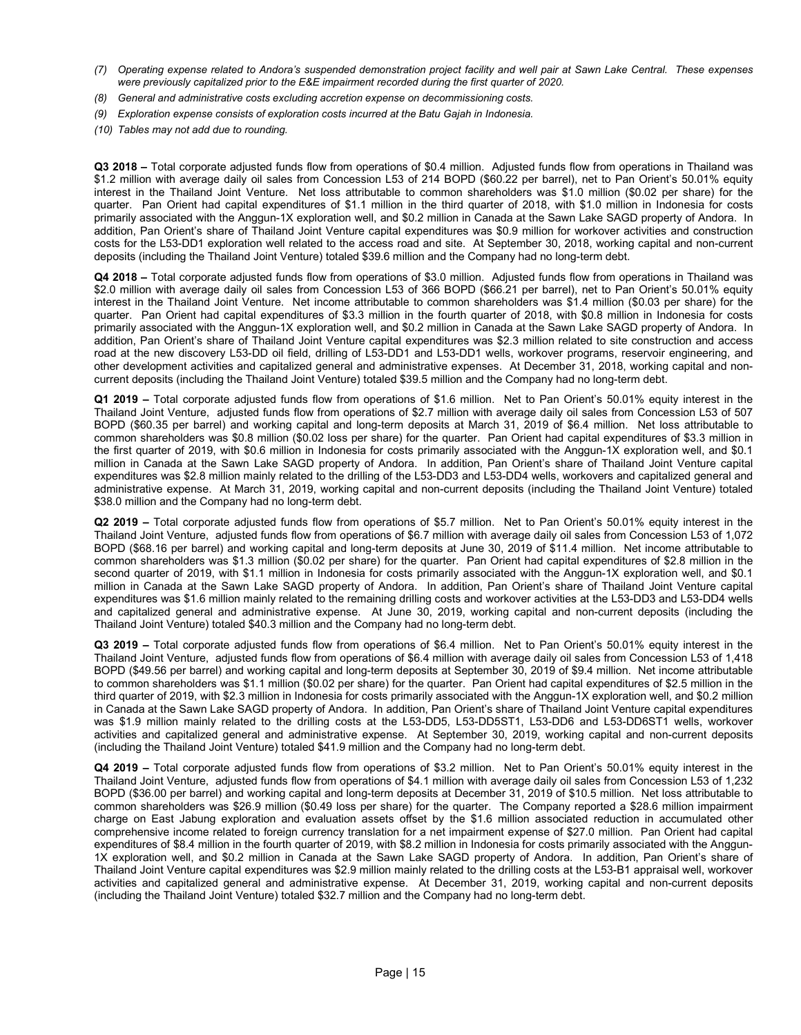*(7) Operating expense related to Andora's suspended demonstration project facility and well pair at Sawn Lake Central. These expenses were previously capitalized prior to the E&E impairment recorded during the first quarter of 2020.*

*(8) General and administrative costs excluding accretion expense on decommissioning costs.*

*(9) Exploration expense consists of exploration costs incurred at the Batu Gajah in Indonesia.*

*(10) Tables may not add due to rounding.*

**Q3 2018 –** Total corporate adjusted funds flow from operations of $0.4 million. Adjusted funds flow from operations in Thailand was $1.2 million with average daily oil sales from Concession L53 of 214 BOPD ($60.22 per barrel), net to Pan Orient's 50.01% equity interest in the Thailand Joint Venture. Net loss attributable to common shareholders was $1.0 million ($0.02 per share) for the quarter. Pan Orient had capital expenditures of $1.1 million in the third quarter of 2018, with $1.0 million in Indonesia for costs primarily associated with the Anggun-1X exploration well, and $0.2 million in Canada at the Sawn Lake SAGD property of Andora. In addition, Pan Orient's share of Thailand Joint Venture capital expenditures was $0.9 million for workover activities and construction costs for the L53-DD1 exploration well related to the access road and site. At September 30, 2018, working capital and non-current deposits (including the Thailand Joint Venture) totaled $39.6 million and the Company had no long-term debt.

**Q4 2018 –** Total corporate adjusted funds flow from operations of $3.0 million. Adjusted funds flow from operations in Thailand was $2.0 million with average daily oil sales from Concession L53 of 366 BOPD ($66.21 per barrel), net to Pan Orient's 50.01% equity interest in the Thailand Joint Venture. Net income attributable to common shareholders was $1.4 million ($0.03 per share) for the quarter. Pan Orient had capital expenditures of $3.3 million in the fourth quarter of 2018, with $0.8 million in Indonesia for costs primarily associated with the Anggun-1X exploration well, and $0.2 million in Canada at the Sawn Lake SAGD property of Andora. In addition, Pan Orient's share of Thailand Joint Venture capital expenditures was $2.3 million related to site construction and access road at the new discovery L53-DD oil field, drilling of L53-DD1 and L53-DD1 wells, workover programs, reservoir engineering, and other development activities and capitalized general and administrative expenses. At December 31, 2018, working capital and non-current deposits (including the Thailand Joint Venture) totaled $39.5 million and the Company had no long-term debt.

**Q1 2019 –** Total corporate adjusted funds flow from operations of $1.6 million. Net to Pan Orient's 50.01% equity interest in the Thailand Joint Venture, adjusted funds flow from operations of $2.7 million with average daily oil sales from Concession L53 of 507 BOPD ($60.35 per barrel) and working capital and long-term deposits at March 31, 2019 of $6.4 million. Net loss attributable to common shareholders was $0.8 million ($0.02 loss per share) for the quarter. Pan Orient had capital expenditures of $3.3 million in the first quarter of 2019, with $0.6 million in Indonesia for costs primarily associated with the Anggun-1X exploration well, and $0.1 million in Canada at the Sawn Lake SAGD property of Andora. In addition, Pan Orient's share of Thailand Joint Venture capital expenditures was $2.8 million mainly related to the drilling of the L53-DD3 and L53-DD4 wells, workovers and capitalized general and administrative expense. At March 31, 2019, working capital and non-current deposits (including the Thailand Joint Venture) totaled $38.0 million and the Company had no long-term debt.

**Q2 2019 –** Total corporate adjusted funds flow from operations of $5.7 million. Net to Pan Orient's 50.01% equity interest in the Thailand Joint Venture, adjusted funds flow from operations of $6.7 million with average daily oil sales from Concession L53 of 1,072 BOPD ($68.16 per barrel) and working capital and long-term deposits at June 30, 2019 of $11.4 million. Net income attributable to common shareholders was $1.3 million ($0.02 per share) for the quarter. Pan Orient had capital expenditures of $2.8 million in the second quarter of 2019, with $1.1 million in Indonesia for costs primarily associated with the Anggun-1X exploration well, and $0.1 million in Canada at the Sawn Lake SAGD property of Andora. In addition, Pan Orient's share of Thailand Joint Venture capital expenditures was $1.6 million mainly related to the remaining drilling costs and workover activities at the L53-DD3 and L53-DD4 wells and capitalized general and administrative expense. At June 30, 2019, working capital and non-current deposits (including the Thailand Joint Venture) totaled $40.3 million and the Company had no long-term debt.

**Q3 2019 –** Total corporate adjusted funds flow from operations of $6.4 million. Net to Pan Orient's 50.01% equity interest in the Thailand Joint Venture, adjusted funds flow from operations of $6.4 million with average daily oil sales from Concession L53 of 1,418 BOPD ($49.56 per barrel) and working capital and long-term deposits at September 30, 2019 of $9.4 million. Net income attributable to common shareholders was $1.1 million ($0.02 per share) for the quarter. Pan Orient had capital expenditures of $2.5 million in the third quarter of 2019, with $2.3 million in Indonesia for costs primarily associated with the Anggun-1X exploration well, and $0.2 million in Canada at the Sawn Lake SAGD property of Andora. In addition, Pan Orient's share of Thailand Joint Venture capital expenditures was $1.9 million mainly related to the drilling costs at the L53-DD5, L53-DD5ST1, L53-DD6 and L53-DD6ST1 wells, workover activities and capitalized general and administrative expense. At September 30, 2019, working capital and non-current deposits (including the Thailand Joint Venture) totaled $41.9 million and the Company had no long-term debt.

**Q4 2019 –** Total corporate adjusted funds flow from operations of $3.2 million. Net to Pan Orient's 50.01% equity interest in the Thailand Joint Venture, adjusted funds flow from operations of $4.1 million with average daily oil sales from Concession L53 of 1,232 BOPD ($36.00 per barrel) and working capital and long-term deposits at December 31, 2019 of $10.5 million. Net loss attributable to common shareholders was $26.9 million ($0.49 loss per share) for the quarter. The Company reported a $28.6 million impairment charge on East Jabung exploration and evaluation assets offset by the $1.6 million associated reduction in accumulated other comprehensive income related to foreign currency translation for a net impairment expense of $27.0 million. Pan Orient had capital expenditures of $8.4 million in the fourth quarter of 2019, with $8.2 million in Indonesia for costs primarily associated with the Anggun-1X exploration well, and $0.2 million in Canada at the Sawn Lake SAGD property of Andora. In addition, Pan Orient's share of Thailand Joint Venture capital expenditures was $2.9 million mainly related to the drilling costs at the L53-B1 appraisal well, workover activities and capitalized general and administrative expense. At December 31, 2019, working capital and non-current deposits (including the Thailand Joint Venture) totaled $32.7 million and the Company had no long-term debt.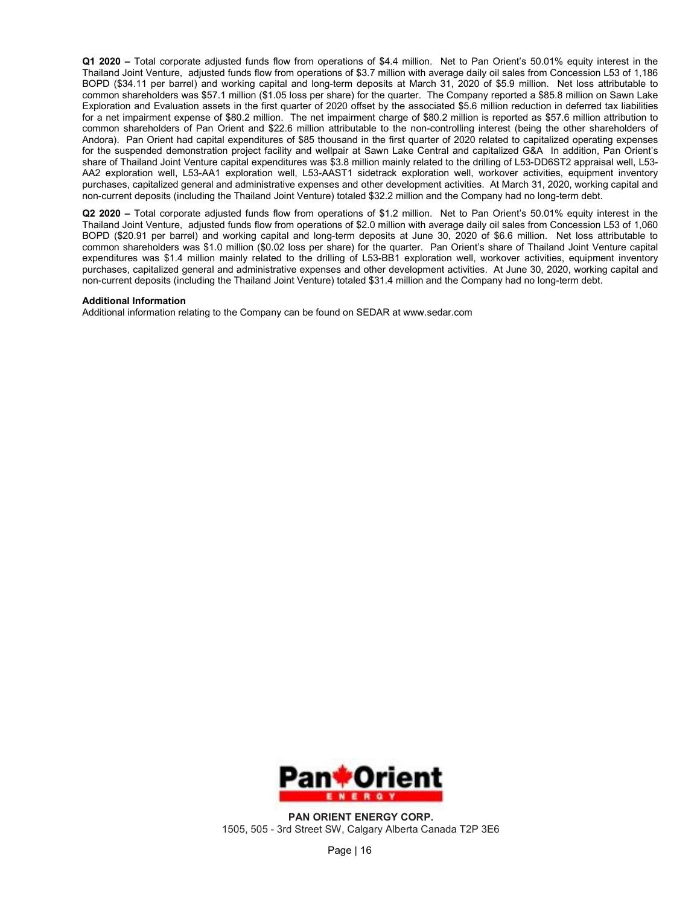**Q1 2020 –** Total corporate adjusted funds flow from operations of $4.4 million. Net to Pan Orient's 50.01% equity interest in the Thailand Joint Venture, adjusted funds flow from operations of $3.7 million with average daily oil sales from Concession L53 of 1,186 BOPD ($34.11 per barrel) and working capital and long-term deposits at March 31, 2020 of $5.9 million. Net loss attributable to common shareholders was $57.1 million ($1.05 loss per share) for the quarter. The Company reported a $85.8 million on Sawn Lake Exploration and Evaluation assets in the first quarter of 2020 offset by the associated $5.6 million reduction in deferred tax liabilities for a net impairment expense of $80.2 million. The net impairment charge of $80.2 million is reported as $57.6 million attribution to common shareholders of Pan Orient and $22.6 million attributable to the non-controlling interest (being the other shareholders of Andora). Pan Orient had capital expenditures of $85 thousand in the first quarter of 2020 related to capitalized operating expenses for the suspended demonstration project facility and wellpair at Sawn Lake Central and capitalized G&A In addition, Pan Orient's share of Thailand Joint Venture capital expenditures was $3.8 million mainly related to the drilling of L53-DD6ST2 appraisal well, L53-AA2 exploration well, L53-AA1 exploration well, L53-AAST1 sidetrack exploration well, workover activities, equipment inventory purchases, capitalized general and administrative expenses and other development activities. At March 31, 2020, working capital and non-current deposits (including the Thailand Joint Venture) totaled $32.2 million and the Company had no long-term debt.

**Q2 2020 –** Total corporate adjusted funds flow from operations of $1.2 million. Net to Pan Orient's 50.01% equity interest in the Thailand Joint Venture, adjusted funds flow from operations of $2.0 million with average daily oil sales from Concession L53 of 1,060 BOPD ($20.91 per barrel) and working capital and long-term deposits at June 30, 2020 of $6.6 million. Net loss attributable to common shareholders was $1.0 million ($0.02 loss per share) for the quarter. Pan Orient's share of Thailand Joint Venture capital expenditures was $1.4 million mainly related to the drilling of L53-BB1 exploration well, workover activities, equipment inventory purchases, capitalized general and administrative expenses and other development activities. At June 30, 2020, working capital and non-current deposits (including the Thailand Joint Venture) totaled $31.4 million and the Company had no long-term debt.

**Additional Information**

Additional information relating to the Company can be found on SEDAR at www.sedar.com

PAN ORIENT ENERGY CORP.
1505, 505 - 3rd Street SW, Calgary Alberta Canada T2P 3E6